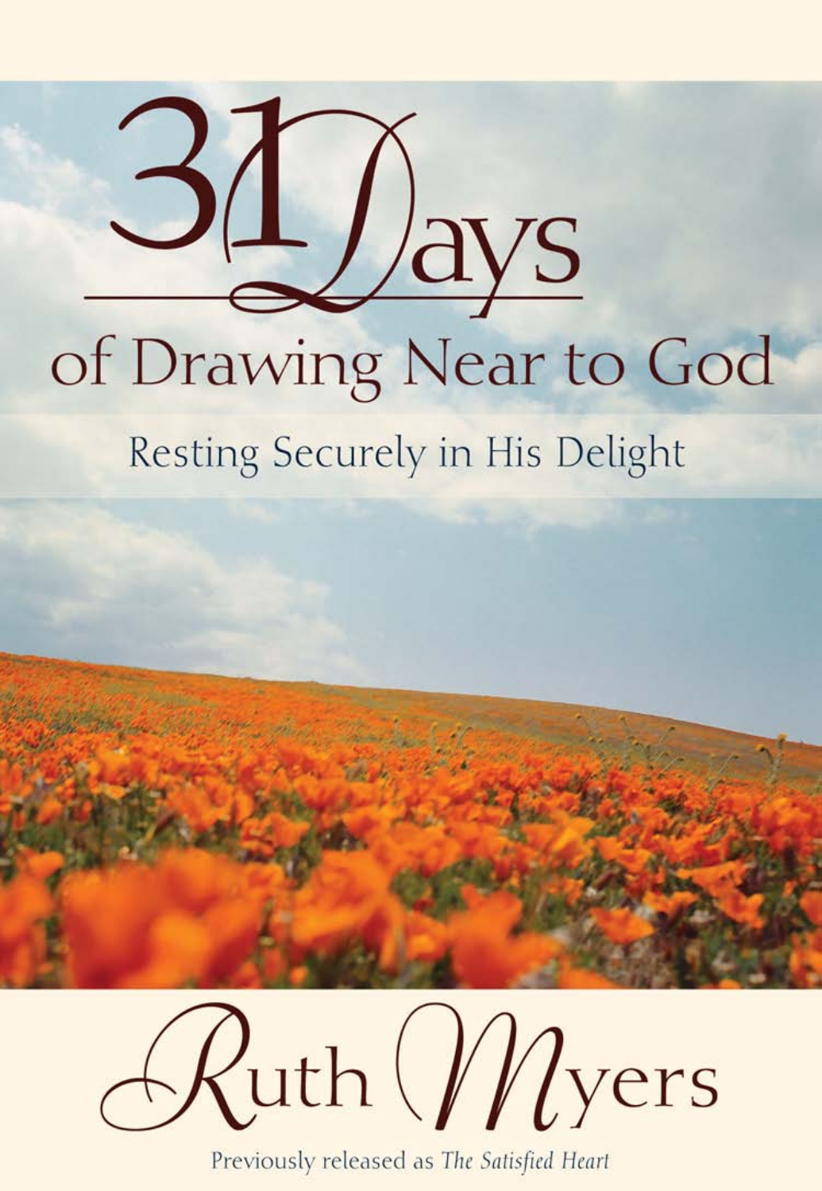# 31 Days of Drawing Near to God

## Resting Securely in His Delight

Ruth Myers

Previously released as *The Satisfied Heart*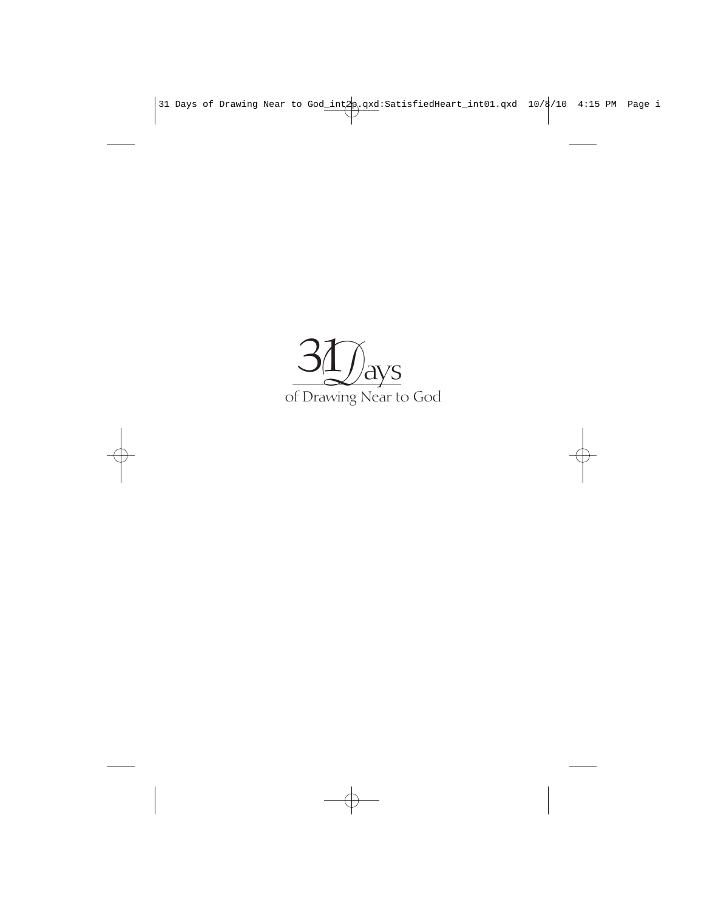# 31 Days

of Drawing Near to God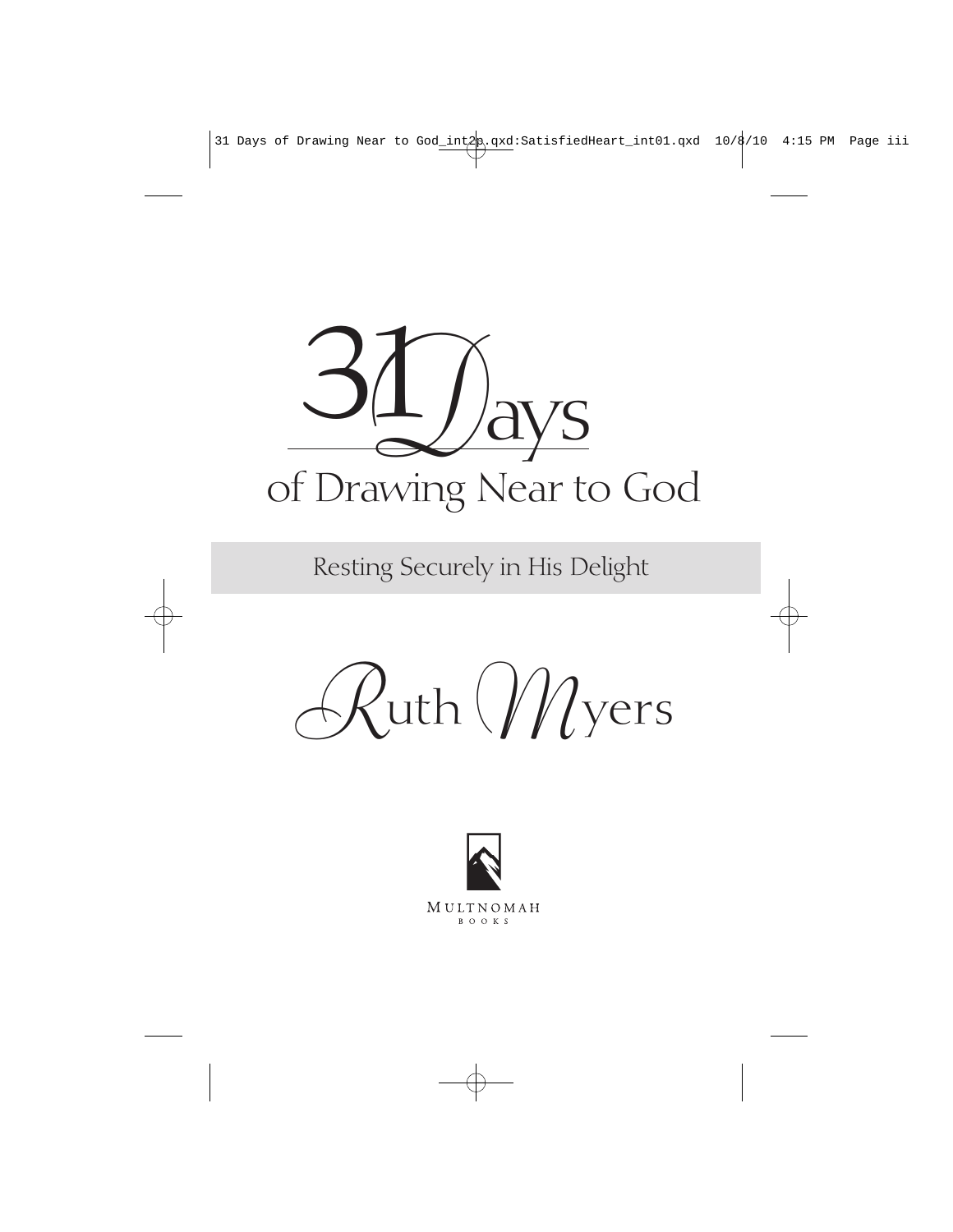# 31 Days of Drawing Near to God

## Resting Securely in His Delight

Ruth Myers

MULTNOMAH
BOOKS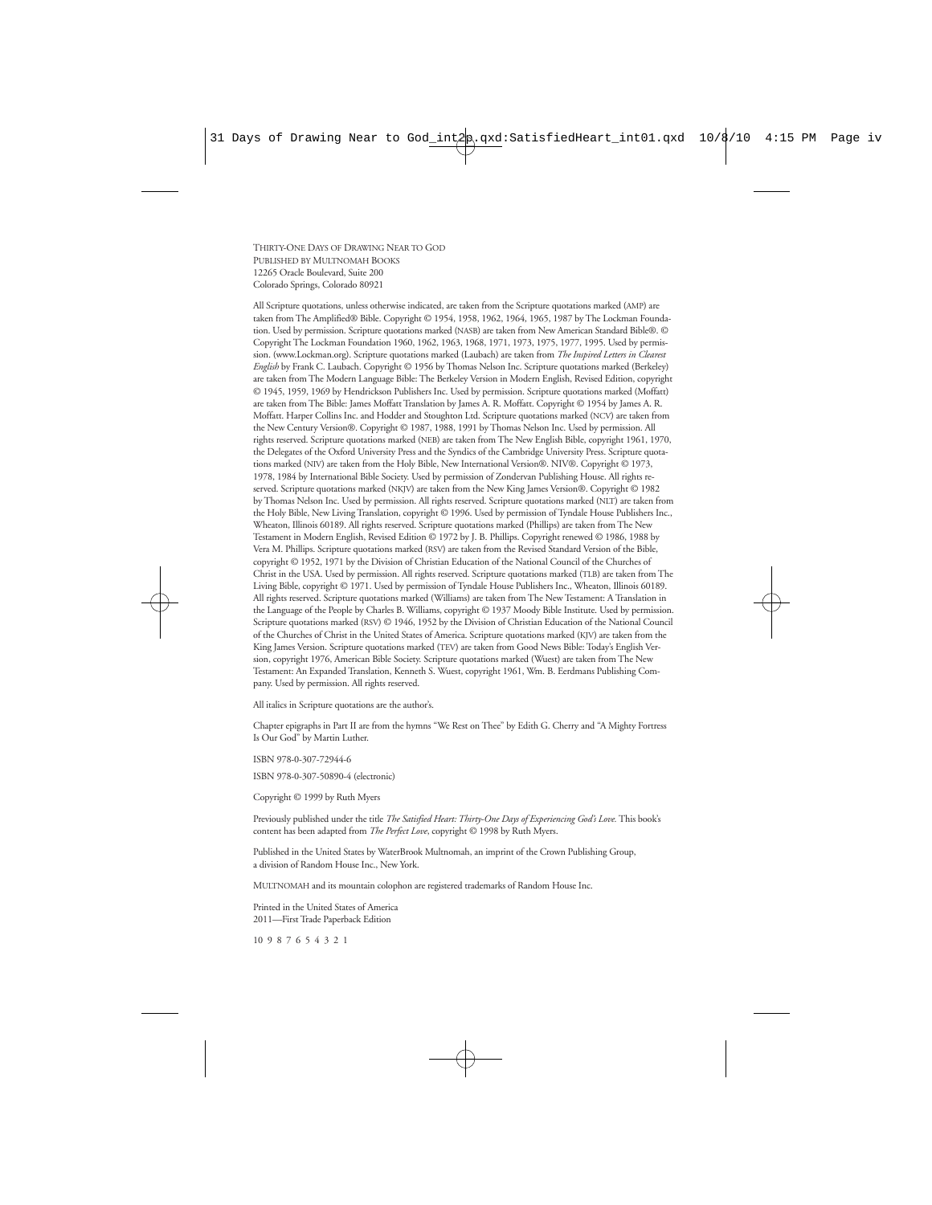THIRTY-ONE DAYS OF DRAWING NEAR TO GOD
PUBLISHED BY MULTNOMAH BOOKS
12265 Oracle Boulevard, Suite 200
Colorado Springs, Colorado 80921

All Scripture quotations, unless otherwise indicated, are taken from the Scripture quotations marked (AMP) are taken from The Amplified® Bible. Copyright © 1954, 1958, 1962, 1964, 1965, 1987 by The Lockman Foundation. Used by permission. Scripture quotations marked (NASB) are taken from New American Standard Bible®. © Copyright The Lockman Foundation 1960, 1962, 1963, 1968, 1971, 1973, 1975, 1977, 1995. Used by permission. (www.Lockman.org). Scripture quotations marked (Laubach) are taken from *The Inspired Letters in Clearest English* by Frank C. Laubach. Copyright © 1956 by Thomas Nelson Inc. Scripture quotations marked (Berkeley) are taken from The Modern Language Bible: The Berkeley Version in Modern English, Revised Edition, copyright © 1945, 1959, 1969 by Hendrickson Publishers Inc. Used by permission. Scripture quotations marked (Moffatt) are taken from The Bible: James Moffatt Translation by James A. R. Moffatt. Copyright © 1954 by James A. R. Moffatt. Harper Collins Inc. and Hodder and Stoughton Ltd. Scripture quotations marked (NCV) are taken from the New Century Version®. Copyright © 1987, 1988, 1991 by Thomas Nelson Inc. Used by permission. All rights reserved. Scripture quotations marked (NEB) are taken from The New English Bible, copyright 1961, 1970, the Delegates of the Oxford University Press and the Syndics of the Cambridge University Press. Scripture quotations marked (NIV) are taken from the Holy Bible, New International Version®. NIV®. Copyright © 1973, 1978, 1984 by International Bible Society. Used by permission of Zondervan Publishing House. All rights reserved. Scripture quotations marked (NKJV) are taken from the New King James Version®. Copyright © 1982 by Thomas Nelson Inc. Used by permission. All rights reserved. Scripture quotations marked (NLT) are taken from the Holy Bible, New Living Translation, copyright © 1996. Used by permission of Tyndale House Publishers Inc., Wheaton, Illinois 60189. All rights reserved. Scripture quotations marked (Phillips) are taken from The New Testament in Modern English, Revised Edition © 1972 by J. B. Phillips. Copyright renewed © 1986, 1988 by Vera M. Phillips. Scripture quotations marked (RSV) are taken from the Revised Standard Version of the Bible, copyright © 1952, 1971 by the Division of Christian Education of the National Council of the Churches of Christ in the USA. Used by permission. All rights reserved. Scripture quotations marked (TLB) are taken from The Living Bible, copyright © 1971. Used by permission of Tyndale House Publishers Inc., Wheaton, Illinois 60189. All rights reserved. Scripture quotations marked (Williams) are taken from The New Testament: A Translation in the Language of the People by Charles B. Williams, copyright © 1937 Moody Bible Institute. Used by permission. Scripture quotations marked (RSV) © 1946, 1952 by the Division of Christian Education of the National Council of the Churches of Christ in the United States of America. Scripture quotations marked (KJV) are taken from the King James Version. Scripture quotations marked (TEV) are taken from Good News Bible: Today's English Version, copyright 1976, American Bible Society. Scripture quotations marked (Wuest) are taken from The New Testament: An Expanded Translation, Kenneth S. Wuest, copyright 1961, Wm. B. Eerdmans Publishing Company. Used by permission. All rights reserved.

All italics in Scripture quotations are the author's.

Chapter epigraphs in Part II are from the hymns "We Rest on Thee" by Edith G. Cherry and "A Mighty Fortress Is Our God" by Martin Luther.

ISBN 978-0-307-72944-6

ISBN 978-0-307-50890-4 (electronic)

Copyright © 1999 by Ruth Myers

Previously published under the title *The Satisfied Heart: Thirty-One Days of Experiencing God's Love.* This book's content has been adapted from *The Perfect Love*, copyright © 1998 by Ruth Myers.

Published in the United States by WaterBrook Multnomah, an imprint of the Crown Publishing Group, a division of Random House Inc., New York.

MULTNOMAH and its mountain colophon are registered trademarks of Random House Inc.

Printed in the United States of America
2011—First Trade Paperback Edition

10 9 8 7 6 5 4 3 2 1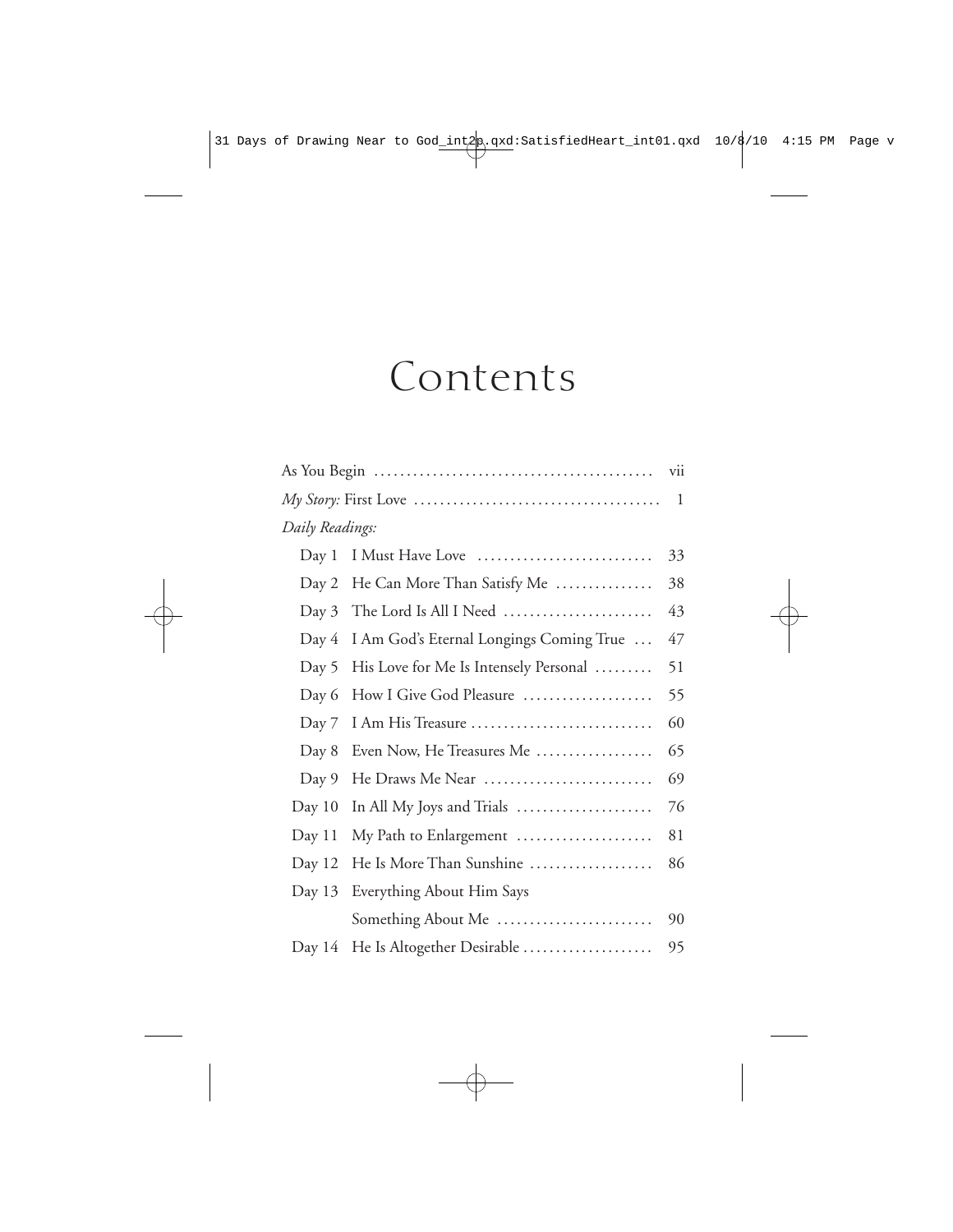# Contents

As You Begin .......................................... vii

*My Story:* First Love .................................... 1

*Daily Readings:*

Day 1 I Must Have Love .......................... 33

Day 2 He Can More Than Satisfy Me .............. 38

Day 3 The Lord Is All I Need ...................... 43

Day 4 I Am God's Eternal Longings Coming True ... 47

Day 5 His Love for Me Is Intensely Personal ......... 51

Day 6 How I Give God Pleasure ................... 55

Day 7 I Am His Treasure ........................... 60

Day 8 Even Now, He Treasures Me .................. 65

Day 9 He Draws Me Near .......................... 69

Day 10 In All My Joys and Trials ..................... 76

Day 11 My Path to Enlargement ..................... 81

Day 12 He Is More Than Sunshine ................... 86

Day 13 Everything About Him Says Something About Me ........................ 90

Day 14 He Is Altogether Desirable .................... 95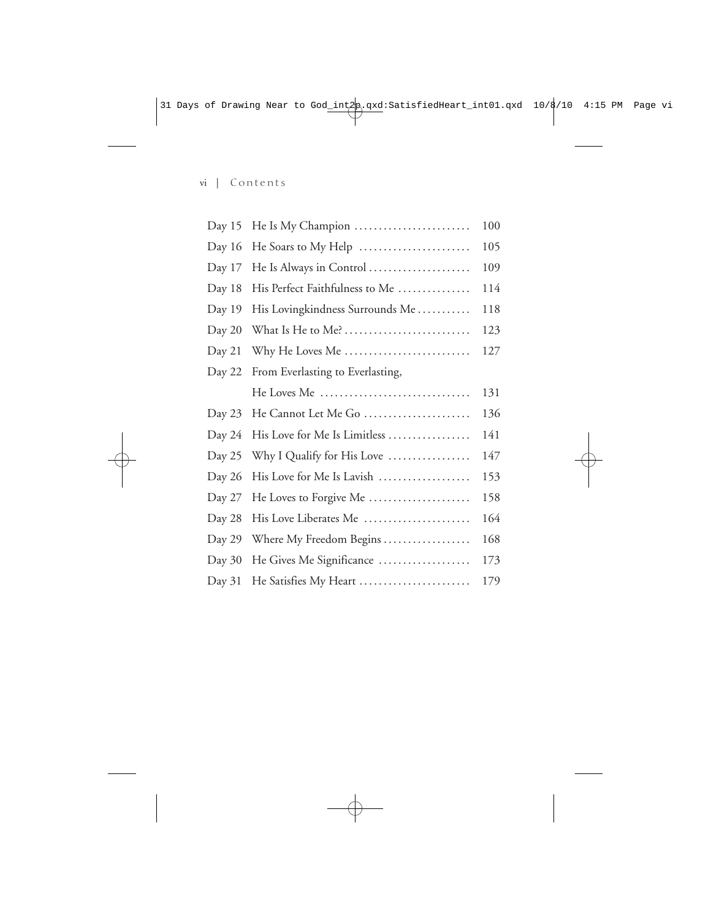| | | |
|---|---|---|
| Day 15 | He Is My Champion | 100 |
| Day 16 | He Soars to My Help | 105 |
| Day 17 | He Is Always in Control | 109 |
| Day 18 | His Perfect Faithfulness to Me | 114 |
| Day 19 | His Lovingkindness Surrounds Me | 118 |
| Day 20 | What Is He to Me? | 123 |
| Day 21 | Why He Loves Me | 127 |
| Day 22 | From Everlasting to Everlasting, He Loves Me | 131 |
| Day 23 | He Cannot Let Me Go | 136 |
| Day 24 | His Love for Me Is Limitless | 141 |
| Day 25 | Why I Qualify for His Love | 147 |
| Day 26 | His Love for Me Is Lavish | 153 |
| Day 27 | He Loves to Forgive Me | 158 |
| Day 28 | His Love Liberates Me | 164 |
| Day 29 | Where My Freedom Begins | 168 |
| Day 30 | He Gives Me Significance | 173 |
| Day 31 | He Satisfies My Heart | 179 |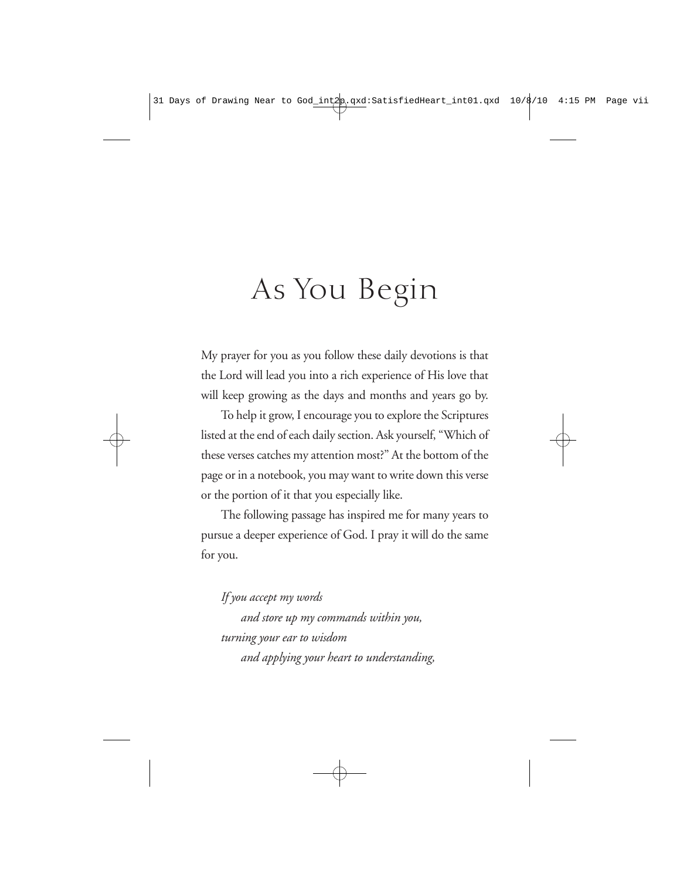# As You Begin

My prayer for you as you follow these daily devotions is that the Lord will lead you into a rich experience of His love that will keep growing as the days and months and years go by.

To help it grow, I encourage you to explore the Scriptures listed at the end of each daily section. Ask yourself, "Which of these verses catches my attention most?" At the bottom of the page or in a notebook, you may want to write down this verse or the portion of it that you especially like.

The following passage has inspired me for many years to pursue a deeper experience of God. I pray it will do the same for you.

*If you accept my words*
*and store up my commands within you,*
*turning your ear to wisdom*
*and applying your heart to understanding,*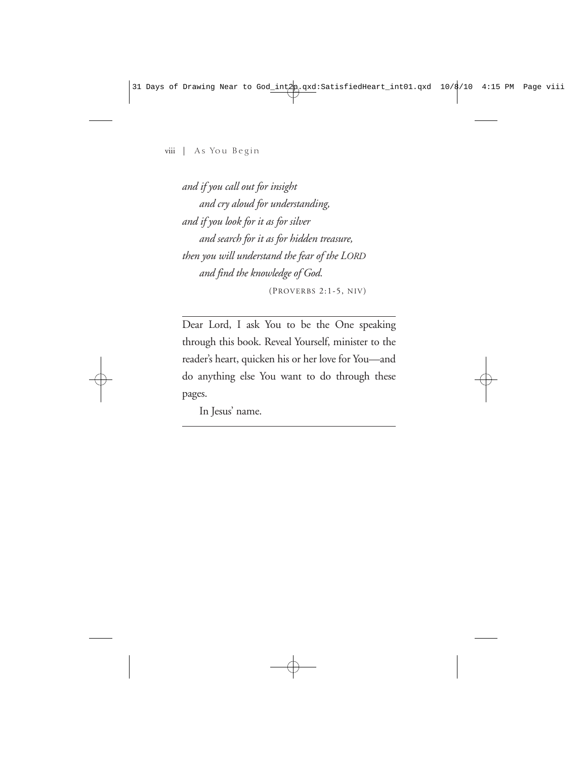*and if you call out for insight*
*and cry aloud for understanding,*
*and if you look for it as for silver*
*and search for it as for hidden treasure,*
*then you will understand the fear of the LORD*
*and find the knowledge of God.*

(PROVERBS 2:1-5, NIV)

---

Dear Lord, I ask You to be the One speaking through this book. Reveal Yourself, minister to the reader's heart, quicken his or her love for You—and do anything else You want to do through these pages.

In Jesus' name.

---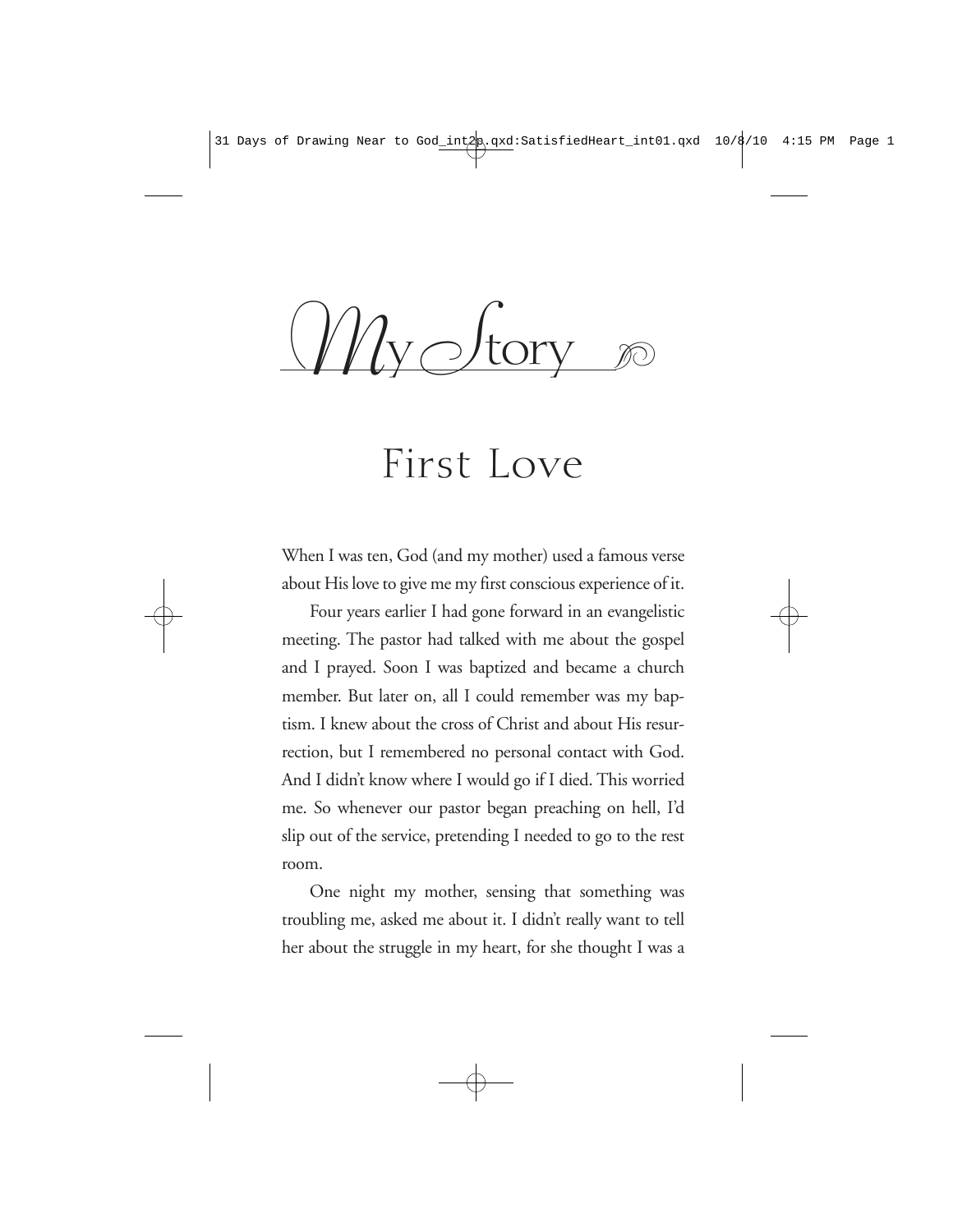# My Story

## First Love

When I was ten, God (and my mother) used a famous verse about His love to give me my first conscious experience of it.

Four years earlier I had gone forward in an evangelistic meeting. The pastor had talked with me about the gospel and I prayed. Soon I was baptized and became a church member. But later on, all I could remember was my baptism. I knew about the cross of Christ and about His resurrection, but I remembered no personal contact with God. And I didn't know where I would go if I died. This worried me. So whenever our pastor began preaching on hell, I'd slip out of the service, pretending I needed to go to the rest room.

One night my mother, sensing that something was troubling me, asked me about it. I didn't really want to tell her about the struggle in my heart, for she thought I was a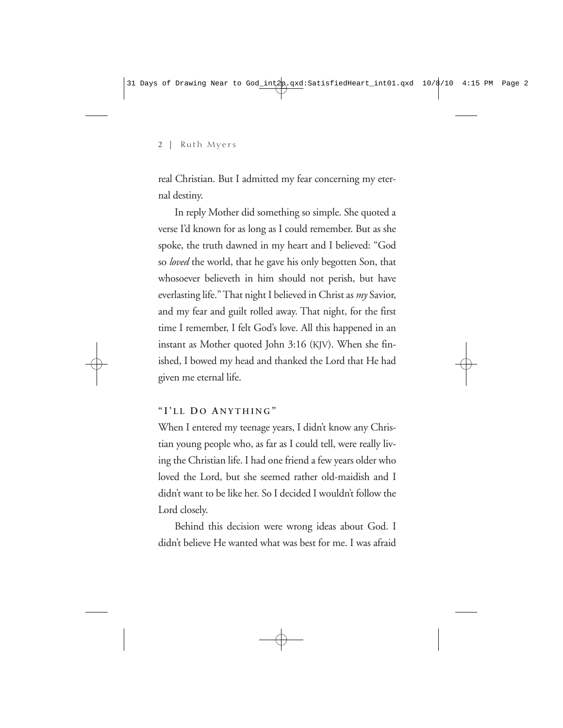real Christian. But I admitted my fear concerning my eternal destiny.

In reply Mother did something so simple. She quoted a verse I'd known for as long as I could remember. But as she spoke, the truth dawned in my heart and I believed: "God so *loved* the world, that he gave his only begotten Son, that whosoever believeth in him should not perish, but have everlasting life." That night I believed in Christ as *my* Savior, and my fear and guilt rolled away. That night, for the first time I remember, I felt God's love. All this happened in an instant as Mother quoted John 3:16 (KJV). When she finished, I bowed my head and thanked the Lord that He had given me eternal life.

### "I'll Do Anything"

When I entered my teenage years, I didn't know any Christian young people who, as far as I could tell, were really living the Christian life. I had one friend a few years older who loved the Lord, but she seemed rather old-maidish and I didn't want to be like her. So I decided I wouldn't follow the Lord closely.

Behind this decision were wrong ideas about God. I didn't believe He wanted what was best for me. I was afraid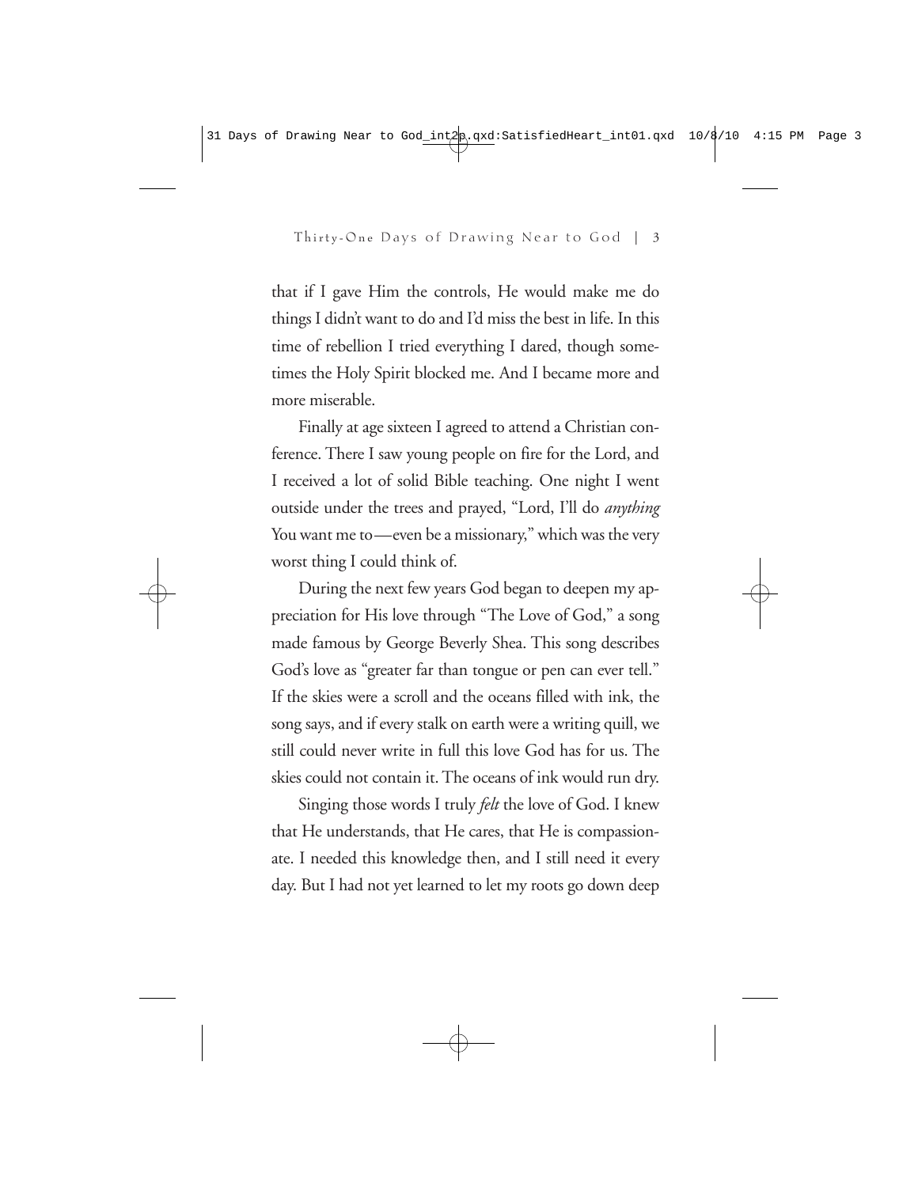that if I gave Him the controls, He would make me do things I didn't want to do and I'd miss the best in life. In this time of rebellion I tried everything I dared, though sometimes the Holy Spirit blocked me. And I became more and more miserable.

Finally at age sixteen I agreed to attend a Christian conference. There I saw young people on fire for the Lord, and I received a lot of solid Bible teaching. One night I went outside under the trees and prayed, "Lord, I'll do *anything* You want me to—even be a missionary," which was the very worst thing I could think of.

During the next few years God began to deepen my appreciation for His love through "The Love of God," a song made famous by George Beverly Shea. This song describes God's love as "greater far than tongue or pen can ever tell." If the skies were a scroll and the oceans filled with ink, the song says, and if every stalk on earth were a writing quill, we still could never write in full this love God has for us. The skies could not contain it. The oceans of ink would run dry.

Singing those words I truly *felt* the love of God. I knew that He understands, that He cares, that He is compassionate. I needed this knowledge then, and I still need it every day. But I had not yet learned to let my roots go down deep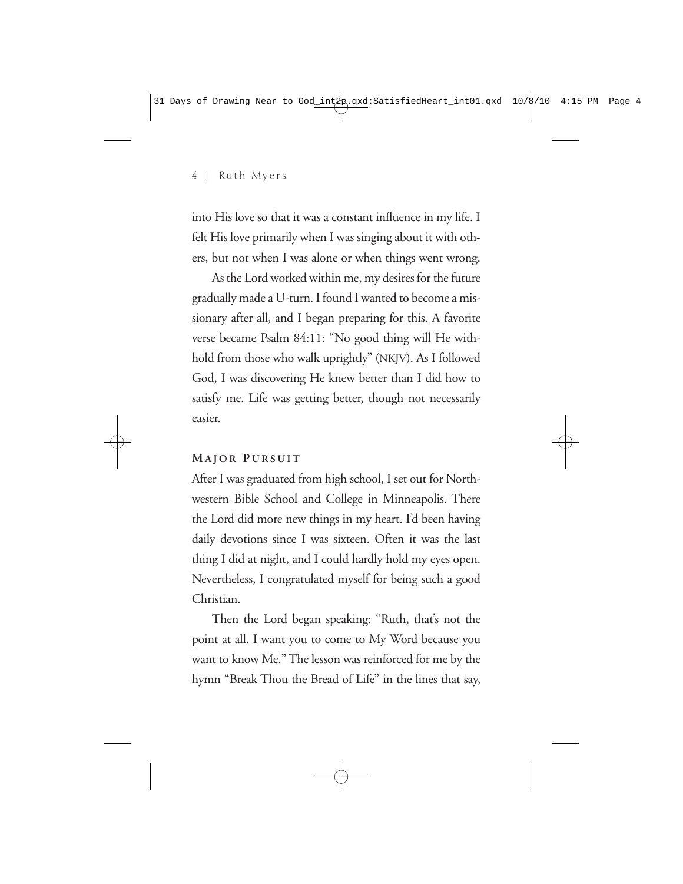into His love so that it was a constant influence in my life. I felt His love primarily when I was singing about it with others, but not when I was alone or when things went wrong.

As the Lord worked within me, my desires for the future gradually made a U-turn. I found I wanted to become a missionary after all, and I began preparing for this. A favorite verse became Psalm 84:11: "No good thing will He withhold from those who walk uprightly" (NKJV). As I followed God, I was discovering He knew better than I did how to satisfy me. Life was getting better, though not necessarily easier.

### Major Pursuit

After I was graduated from high school, I set out for Northwestern Bible School and College in Minneapolis. There the Lord did more new things in my heart. I'd been having daily devotions since I was sixteen. Often it was the last thing I did at night, and I could hardly hold my eyes open. Nevertheless, I congratulated myself for being such a good Christian.

Then the Lord began speaking: "Ruth, that's not the point at all. I want you to come to My Word because you want to know Me." The lesson was reinforced for me by the hymn "Break Thou the Bread of Life" in the lines that say,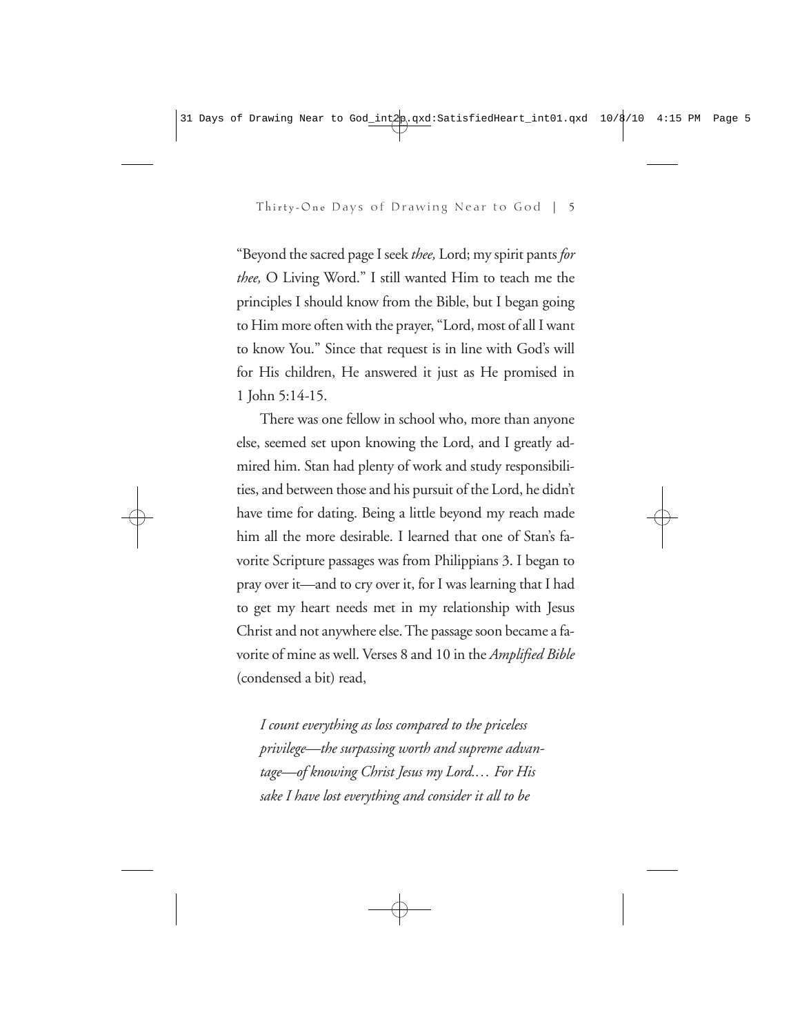"Beyond the sacred page I seek *thee,* Lord; my spirit pants *for thee,* O Living Word." I still wanted Him to teach me the principles I should know from the Bible, but I began going to Him more often with the prayer, "Lord, most of all I want to know You." Since that request is in line with God's will for His children, He answered it just as He promised in 1 John 5:14-15.

There was one fellow in school who, more than anyone else, seemed set upon knowing the Lord, and I greatly admired him. Stan had plenty of work and study responsibilities, and between those and his pursuit of the Lord, he didn't have time for dating. Being a little beyond my reach made him all the more desirable. I learned that one of Stan's favorite Scripture passages was from Philippians 3. I began to pray over it—and to cry over it, for I was learning that I had to get my heart needs met in my relationship with Jesus Christ and not anywhere else. The passage soon became a favorite of mine as well. Verses 8 and 10 in the *Amplified Bible* (condensed a bit) read,

> *I count everything as loss compared to the priceless privilege—the surpassing worth and supreme advantage—of knowing Christ Jesus my Lord.… For His sake I have lost everything and consider it all to be*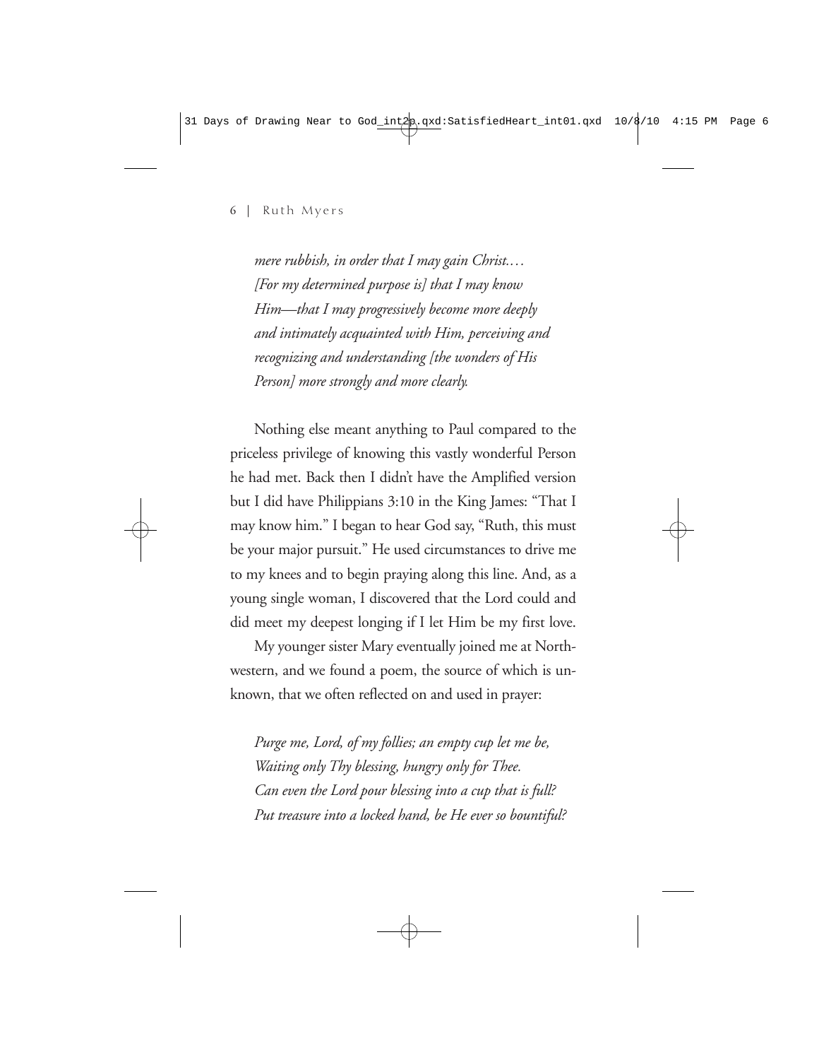*mere rubbish, in order that I may gain Christ.… [For my determined purpose is] that I may know Him—that I may progressively become more deeply and intimately acquainted with Him, perceiving and recognizing and understanding [the wonders of His Person] more strongly and more clearly.*

Nothing else meant anything to Paul compared to the priceless privilege of knowing this vastly wonderful Person he had met. Back then I didn't have the Amplified version but I did have Philippians 3:10 in the King James: "That I may know him." I began to hear God say, "Ruth, this must be your major pursuit." He used circumstances to drive me to my knees and to begin praying along this line. And, as a young single woman, I discovered that the Lord could and did meet my deepest longing if I let Him be my first love.

My younger sister Mary eventually joined me at Northwestern, and we found a poem, the source of which is unknown, that we often reflected on and used in prayer:

*Purge me, Lord, of my follies; an empty cup let me be,*
*Waiting only Thy blessing, hungry only for Thee.*
*Can even the Lord pour blessing into a cup that is full?*
*Put treasure into a locked hand, be He ever so bountiful?*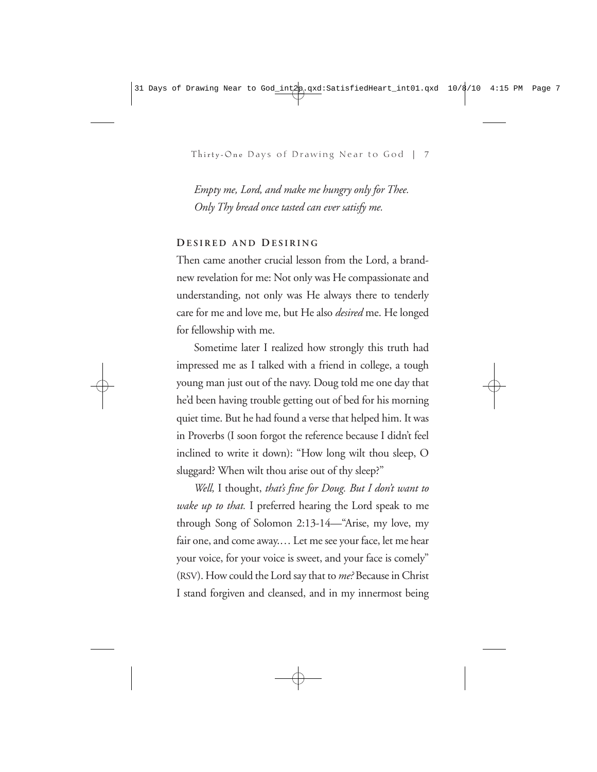*Empty me, Lord, and make me hungry only for Thee.*
*Only Thy bread once tasted can ever satisfy me.*

### DESIRED AND DESIRING

Then came another crucial lesson from the Lord, a brand-new revelation for me: Not only was He compassionate and understanding, not only was He always there to tenderly care for me and love me, but He also *desired* me. He longed for fellowship with me.

Sometime later I realized how strongly this truth had impressed me as I talked with a friend in college, a tough young man just out of the navy. Doug told me one day that he'd been having trouble getting out of bed for his morning quiet time. But he had found a verse that helped him. It was in Proverbs (I soon forgot the reference because I didn't feel inclined to write it down): "How long wilt thou sleep, O sluggard? When wilt thou arise out of thy sleep?"

*Well,* I thought, *that's fine for Doug. But I don't want to wake up to that.* I preferred hearing the Lord speak to me through Song of Solomon 2:13-14—"Arise, my love, my fair one, and come away.… Let me see your face, let me hear your voice, for your voice is sweet, and your face is comely" (RSV). How could the Lord say that to *me?* Because in Christ I stand forgiven and cleansed, and in my innermost being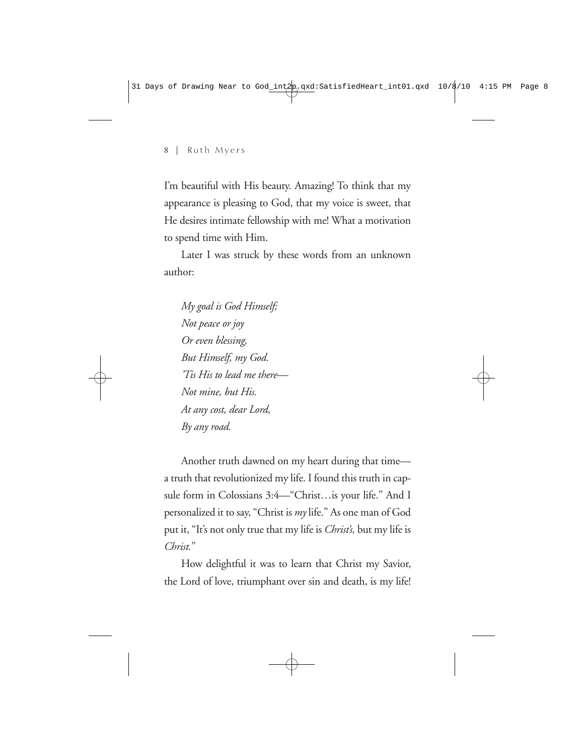I'm beautiful with His beauty. Amazing! To think that my appearance is pleasing to God, that my voice is sweet, that He desires intimate fellowship with me! What a motivation to spend time with Him.

Later I was struck by these words from an unknown author:

> *My goal is God Himself;*
> *Not peace or joy*
> *Or even blessing,*
> *But Himself, my God.*
> *'Tis His to lead me there—*
> *Not mine, but His.*
> *At any cost, dear Lord,*
> *By any road.*

Another truth dawned on my heart during that time—a truth that revolutionized my life. I found this truth in capsule form in Colossians 3:4—"Christ…is your life." And I personalized it to say, "Christ is *my* life." As one man of God put it, "It's not only true that my life is *Christ's,* but my life is *Christ.*"

How delightful it was to learn that Christ my Savior, the Lord of love, triumphant over sin and death, is my life!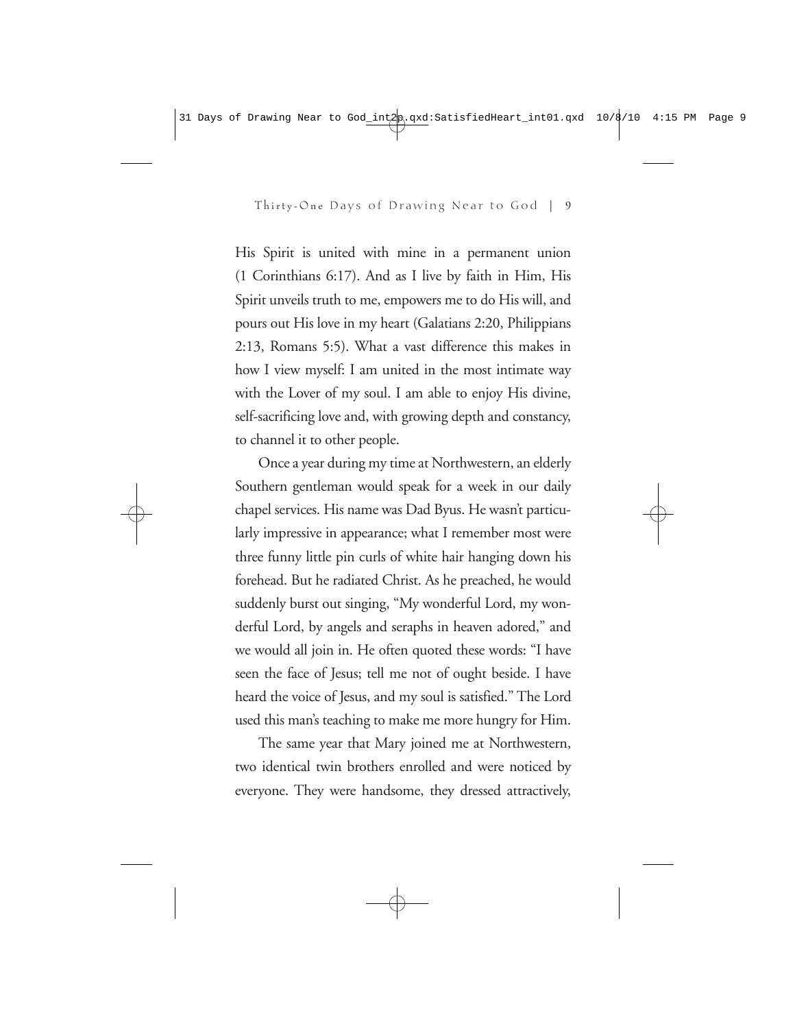His Spirit is united with mine in a permanent union (1 Corinthians 6:17). And as I live by faith in Him, His Spirit unveils truth to me, empowers me to do His will, and pours out His love in my heart (Galatians 2:20, Philippians 2:13, Romans 5:5). What a vast difference this makes in how I view myself: I am united in the most intimate way with the Lover of my soul. I am able to enjoy His divine, self-sacrificing love and, with growing depth and constancy, to channel it to other people.

Once a year during my time at Northwestern, an elderly Southern gentleman would speak for a week in our daily chapel services. His name was Dad Byus. He wasn't particularly impressive in appearance; what I remember most were three funny little pin curls of white hair hanging down his forehead. But he radiated Christ. As he preached, he would suddenly burst out singing, "My wonderful Lord, my wonderful Lord, by angels and seraphs in heaven adored," and we would all join in. He often quoted these words: "I have seen the face of Jesus; tell me not of ought beside. I have heard the voice of Jesus, and my soul is satisfied." The Lord used this man's teaching to make me more hungry for Him.

The same year that Mary joined me at Northwestern, two identical twin brothers enrolled and were noticed by everyone. They were handsome, they dressed attractively,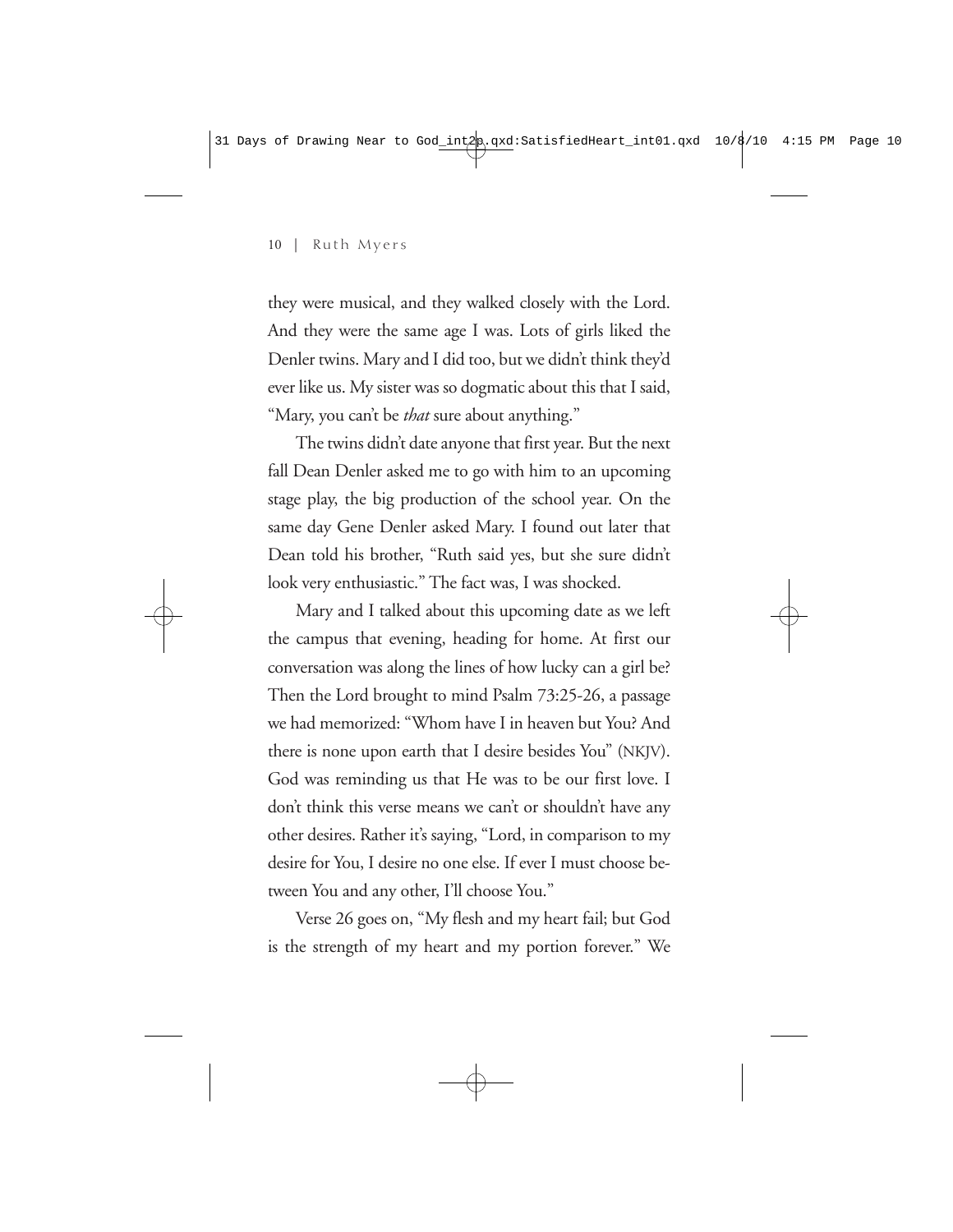they were musical, and they walked closely with the Lord. And they were the same age I was. Lots of girls liked the Denler twins. Mary and I did too, but we didn't think they'd ever like us. My sister was so dogmatic about this that I said, "Mary, you can't be *that* sure about anything."

The twins didn't date anyone that first year. But the next fall Dean Denler asked me to go with him to an upcoming stage play, the big production of the school year. On the same day Gene Denler asked Mary. I found out later that Dean told his brother, "Ruth said yes, but she sure didn't look very enthusiastic." The fact was, I was shocked.

Mary and I talked about this upcoming date as we left the campus that evening, heading for home. At first our conversation was along the lines of how lucky can a girl be? Then the Lord brought to mind Psalm 73:25-26, a passage we had memorized: "Whom have I in heaven but You? And there is none upon earth that I desire besides You" (NKJV). God was reminding us that He was to be our first love. I don't think this verse means we can't or shouldn't have any other desires. Rather it's saying, "Lord, in comparison to my desire for You, I desire no one else. If ever I must choose between You and any other, I'll choose You."

Verse 26 goes on, "My flesh and my heart fail; but God is the strength of my heart and my portion forever." We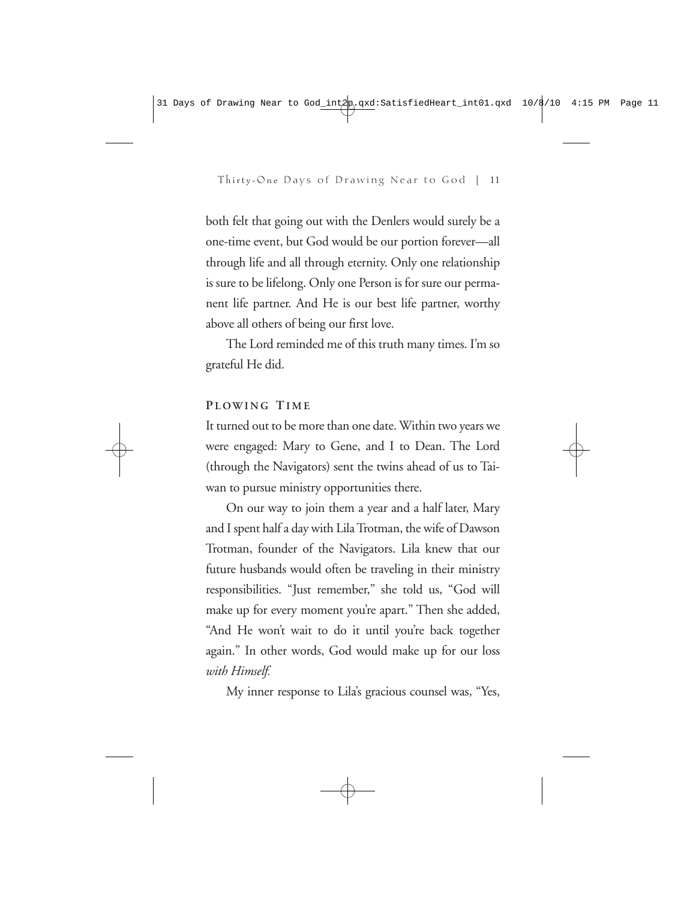both felt that going out with the Denlers would surely be a one-time event, but God would be our portion forever—all through life and all through eternity. Only one relationship is sure to be lifelong. Only one Person is for sure our permanent life partner. And He is our best life partner, worthy above all others of being our first love.

The Lord reminded me of this truth many times. I'm so grateful He did.

### Plowing Time

It turned out to be more than one date. Within two years we were engaged: Mary to Gene, and I to Dean. The Lord (through the Navigators) sent the twins ahead of us to Taiwan to pursue ministry opportunities there.

On our way to join them a year and a half later, Mary and I spent half a day with Lila Trotman, the wife of Dawson Trotman, founder of the Navigators. Lila knew that our future husbands would often be traveling in their ministry responsibilities. "Just remember," she told us, "God will make up for every moment you're apart." Then she added, "And He won't wait to do it until you're back together again." In other words, God would make up for our loss *with Himself.*

My inner response to Lila's gracious counsel was, "Yes,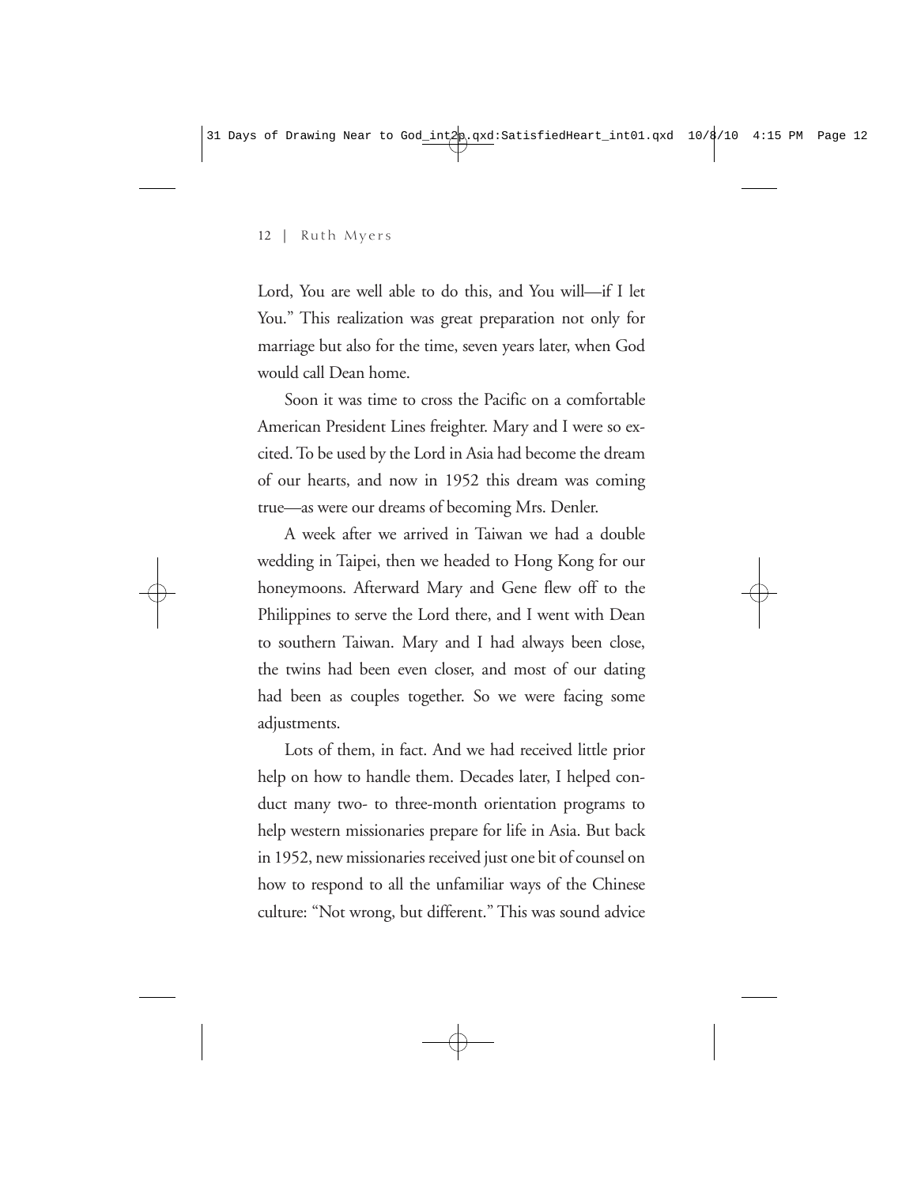Lord, You are well able to do this, and You will—if I let You." This realization was great preparation not only for marriage but also for the time, seven years later, when God would call Dean home.

Soon it was time to cross the Pacific on a comfortable American President Lines freighter. Mary and I were so excited. To be used by the Lord in Asia had become the dream of our hearts, and now in 1952 this dream was coming true—as were our dreams of becoming Mrs. Denler.

A week after we arrived in Taiwan we had a double wedding in Taipei, then we headed to Hong Kong for our honeymoons. Afterward Mary and Gene flew off to the Philippines to serve the Lord there, and I went with Dean to southern Taiwan. Mary and I had always been close, the twins had been even closer, and most of our dating had been as couples together. So we were facing some adjustments.

Lots of them, in fact. And we had received little prior help on how to handle them. Decades later, I helped conduct many two- to three-month orientation programs to help western missionaries prepare for life in Asia. But back in 1952, new missionaries received just one bit of counsel on how to respond to all the unfamiliar ways of the Chinese culture: "Not wrong, but different." This was sound advice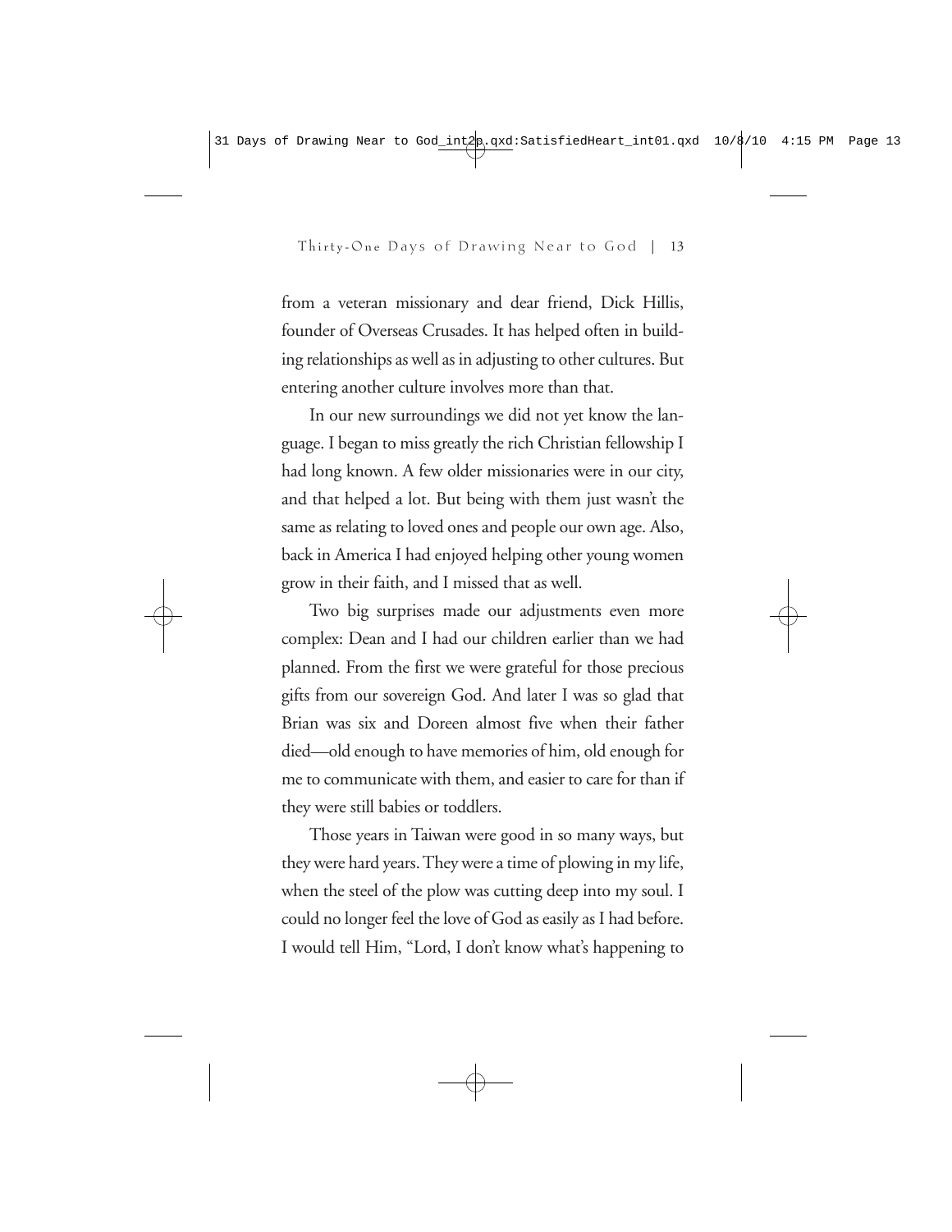from a veteran missionary and dear friend, Dick Hillis, founder of Overseas Crusades. It has helped often in building relationships as well as in adjusting to other cultures. But entering another culture involves more than that.

In our new surroundings we did not yet know the language. I began to miss greatly the rich Christian fellowship I had long known. A few older missionaries were in our city, and that helped a lot. But being with them just wasn't the same as relating to loved ones and people our own age. Also, back in America I had enjoyed helping other young women grow in their faith, and I missed that as well.

Two big surprises made our adjustments even more complex: Dean and I had our children earlier than we had planned. From the first we were grateful for those precious gifts from our sovereign God. And later I was so glad that Brian was six and Doreen almost five when their father died—old enough to have memories of him, old enough for me to communicate with them, and easier to care for than if they were still babies or toddlers.

Those years in Taiwan were good in so many ways, but they were hard years. They were a time of plowing in my life, when the steel of the plow was cutting deep into my soul. I could no longer feel the love of God as easily as I had before. I would tell Him, "Lord, I don't know what's happening to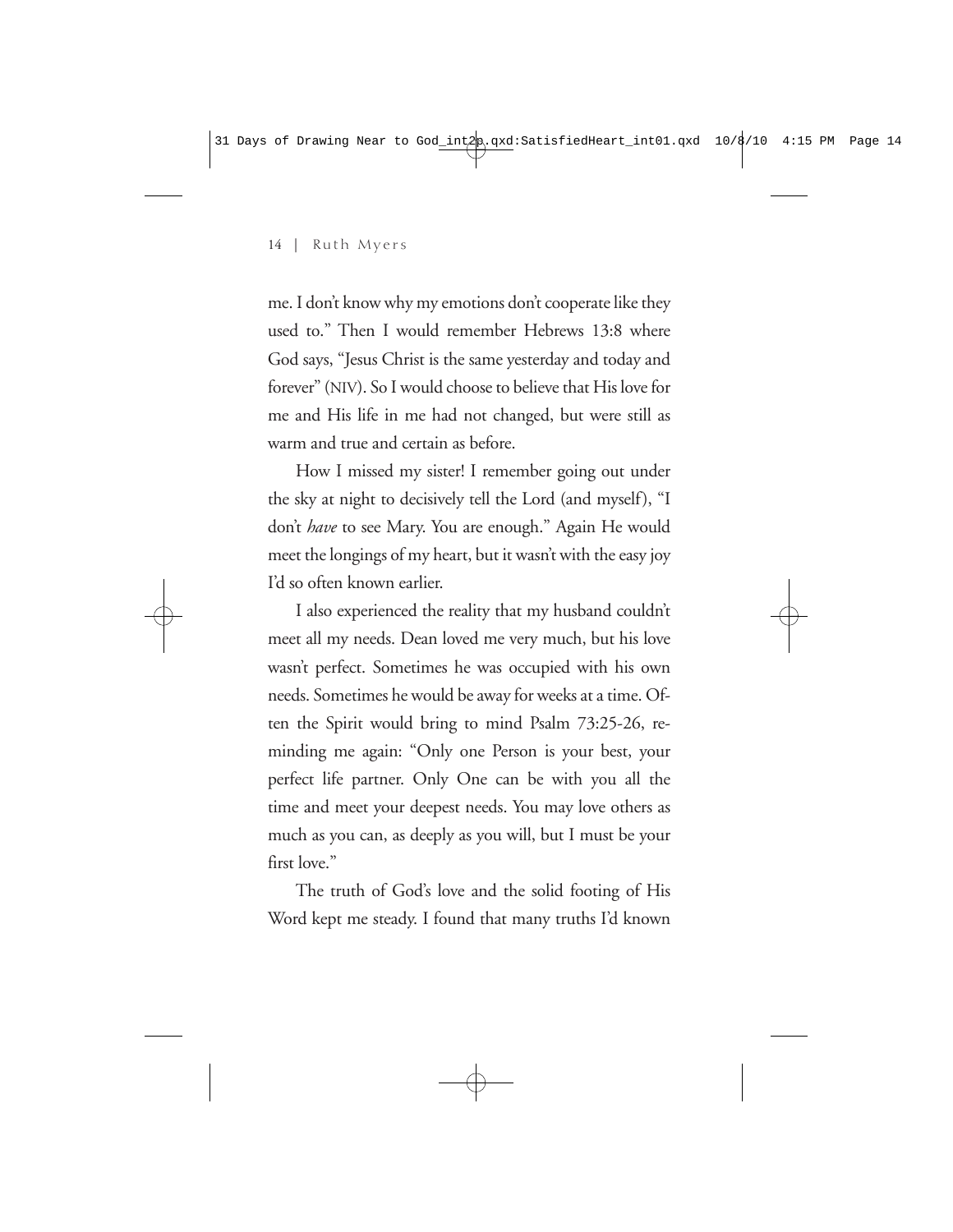me. I don't know why my emotions don't cooperate like they used to." Then I would remember Hebrews 13:8 where God says, "Jesus Christ is the same yesterday and today and forever" (NIV). So I would choose to believe that His love for me and His life in me had not changed, but were still as warm and true and certain as before.

How I missed my sister! I remember going out under the sky at night to decisively tell the Lord (and myself), "I don't *have* to see Mary. You are enough." Again He would meet the longings of my heart, but it wasn't with the easy joy I'd so often known earlier.

I also experienced the reality that my husband couldn't meet all my needs. Dean loved me very much, but his love wasn't perfect. Sometimes he was occupied with his own needs. Sometimes he would be away for weeks at a time. Often the Spirit would bring to mind Psalm 73:25-26, reminding me again: "Only one Person is your best, your perfect life partner. Only One can be with you all the time and meet your deepest needs. You may love others as much as you can, as deeply as you will, but I must be your first love."

The truth of God's love and the solid footing of His Word kept me steady. I found that many truths I'd known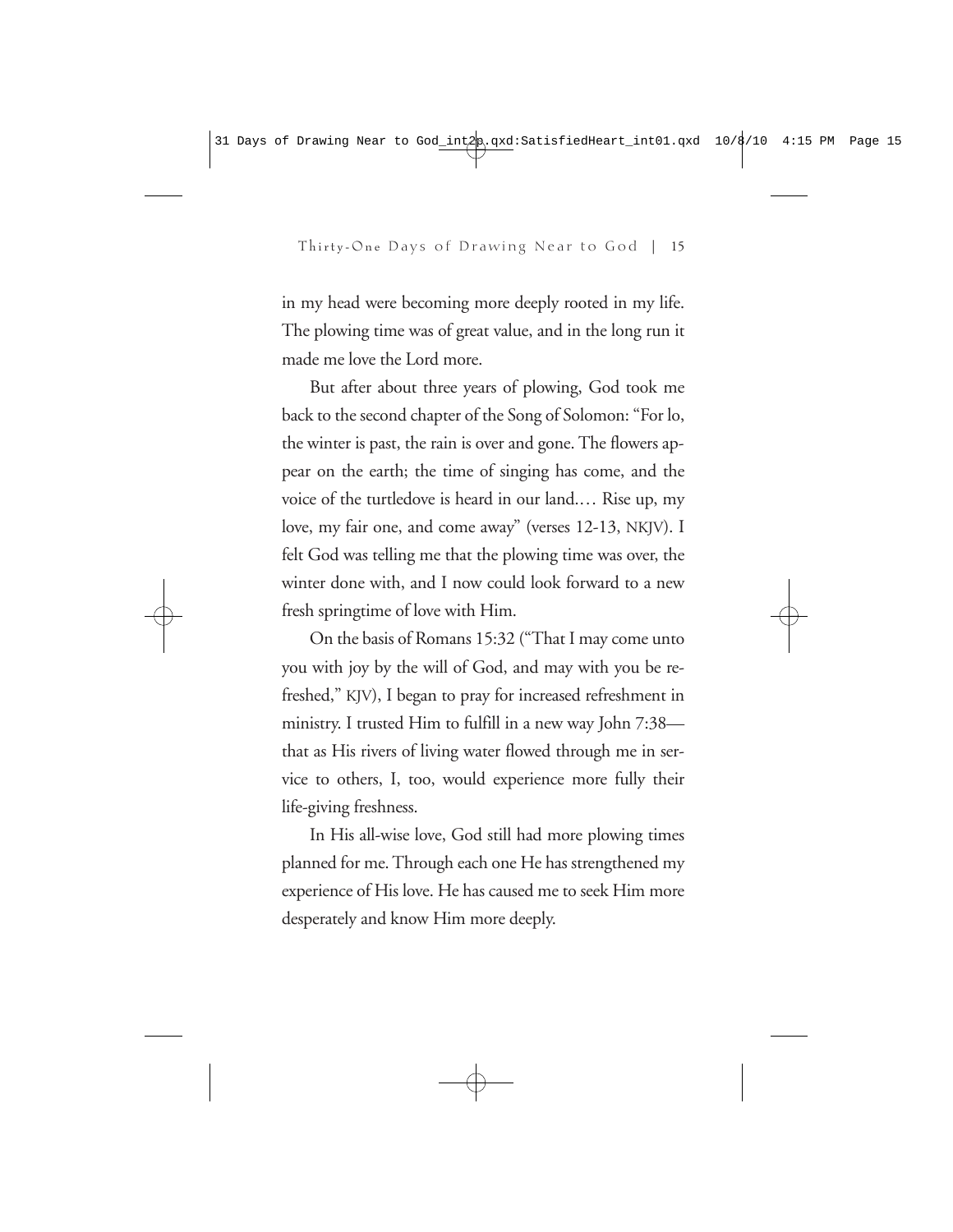in my head were becoming more deeply rooted in my life. The plowing time was of great value, and in the long run it made me love the Lord more.

But after about three years of plowing, God took me back to the second chapter of the Song of Solomon: "For lo, the winter is past, the rain is over and gone. The flowers appear on the earth; the time of singing has come, and the voice of the turtledove is heard in our land.… Rise up, my love, my fair one, and come away" (verses 12-13, NKJV). I felt God was telling me that the plowing time was over, the winter done with, and I now could look forward to a new fresh springtime of love with Him.

On the basis of Romans 15:32 ("That I may come unto you with joy by the will of God, and may with you be refreshed," KJV), I began to pray for increased refreshment in ministry. I trusted Him to fulfill in a new way John 7:38—that as His rivers of living water flowed through me in service to others, I, too, would experience more fully their life-giving freshness.

In His all-wise love, God still had more plowing times planned for me. Through each one He has strengthened my experience of His love. He has caused me to seek Him more desperately and know Him more deeply.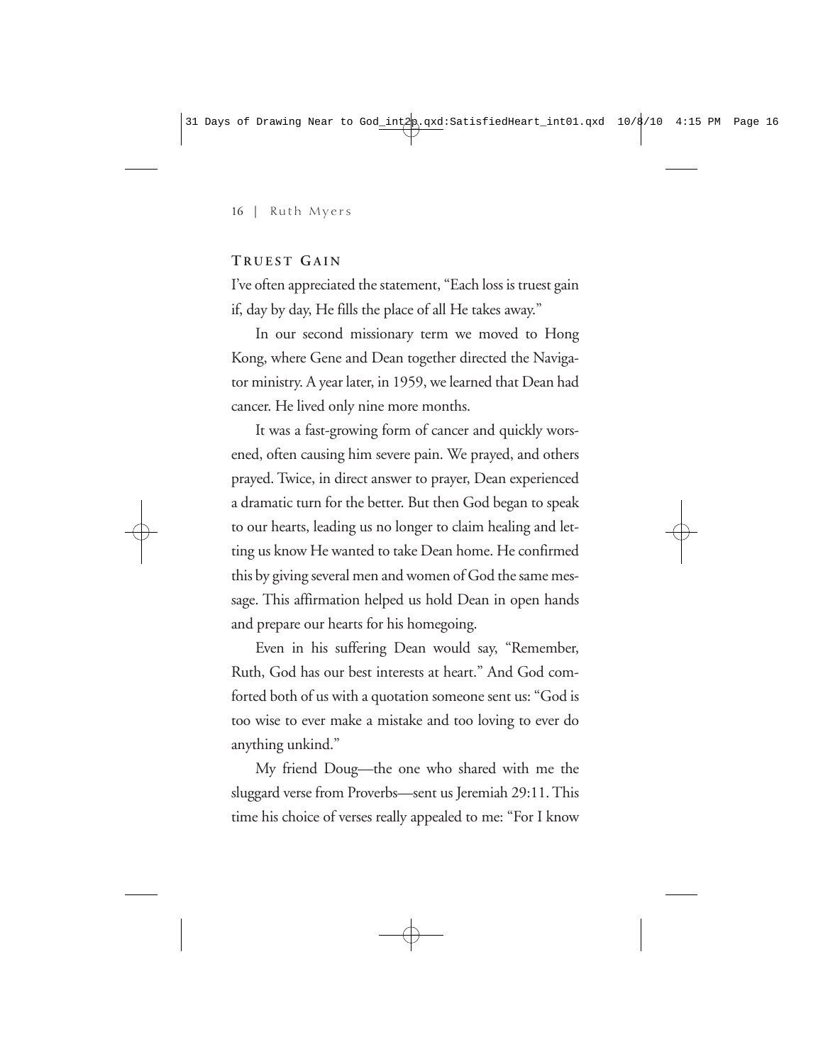### TRUEST GAIN

I've often appreciated the statement, "Each loss is truest gain if, day by day, He fills the place of all He takes away."

In our second missionary term we moved to Hong Kong, where Gene and Dean together directed the Navigator ministry. A year later, in 1959, we learned that Dean had cancer. He lived only nine more months.

It was a fast-growing form of cancer and quickly worsened, often causing him severe pain. We prayed, and others prayed. Twice, in direct answer to prayer, Dean experienced a dramatic turn for the better. But then God began to speak to our hearts, leading us no longer to claim healing and letting us know He wanted to take Dean home. He confirmed this by giving several men and women of God the same message. This affirmation helped us hold Dean in open hands and prepare our hearts for his homegoing.

Even in his suffering Dean would say, "Remember, Ruth, God has our best interests at heart." And God comforted both of us with a quotation someone sent us: "God is too wise to ever make a mistake and too loving to ever do anything unkind."

My friend Doug—the one who shared with me the sluggard verse from Proverbs—sent us Jeremiah 29:11. This time his choice of verses really appealed to me: "For I know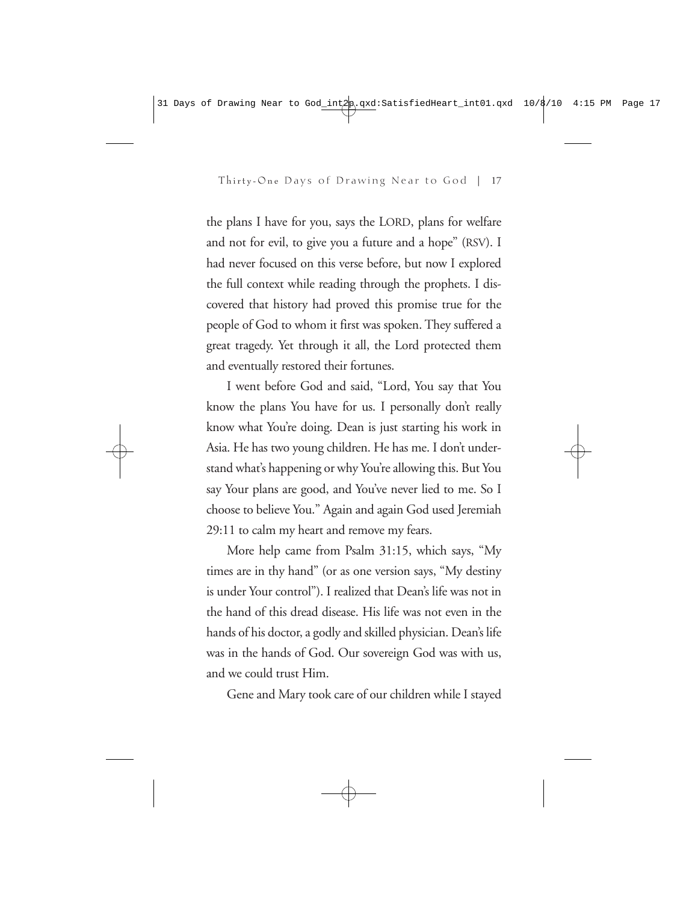the plans I have for you, says the LORD, plans for welfare and not for evil, to give you a future and a hope" (RSV). I had never focused on this verse before, but now I explored the full context while reading through the prophets. I discovered that history had proved this promise true for the people of God to whom it first was spoken. They suffered a great tragedy. Yet through it all, the Lord protected them and eventually restored their fortunes.

I went before God and said, "Lord, You say that You know the plans You have for us. I personally don't really know what You're doing. Dean is just starting his work in Asia. He has two young children. He has me. I don't understand what's happening or why You're allowing this. But You say Your plans are good, and You've never lied to me. So I choose to believe You." Again and again God used Jeremiah 29:11 to calm my heart and remove my fears.

More help came from Psalm 31:15, which says, "My times are in thy hand" (or as one version says, "My destiny is under Your control"). I realized that Dean's life was not in the hand of this dread disease. His life was not even in the hands of his doctor, a godly and skilled physician. Dean's life was in the hands of God. Our sovereign God was with us, and we could trust Him.

Gene and Mary took care of our children while I stayed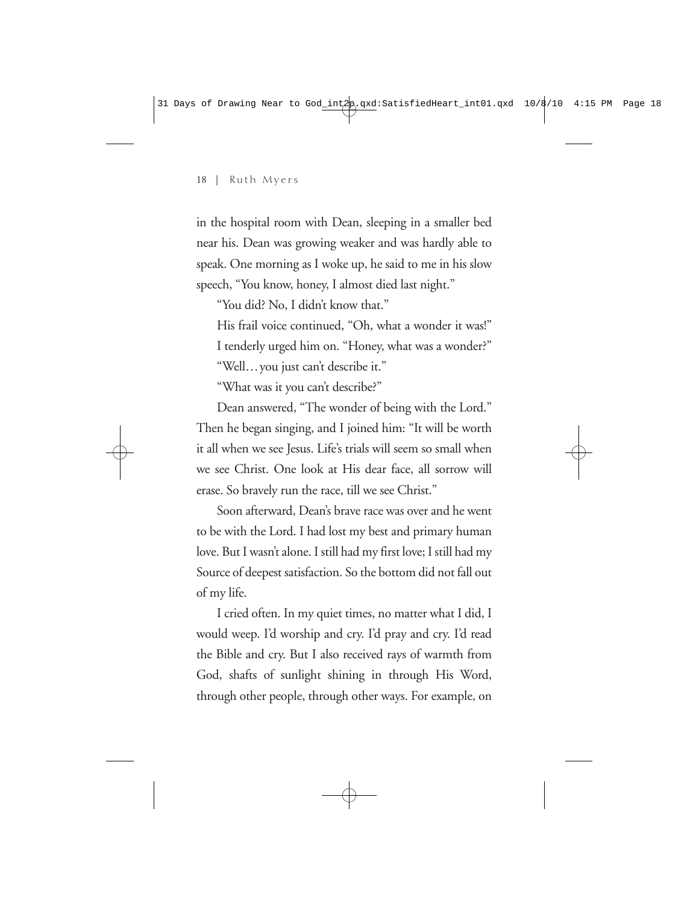in the hospital room with Dean, sleeping in a smaller bed near his. Dean was growing weaker and was hardly able to speak. One morning as I woke up, he said to me in his slow speech, "You know, honey, I almost died last night."

"You did? No, I didn't know that."

His frail voice continued, "Oh, what a wonder it was!"

I tenderly urged him on. "Honey, what was a wonder?"

"Well… you just can't describe it."

"What was it you can't describe?"

Dean answered, "The wonder of being with the Lord." Then he began singing, and I joined him: "It will be worth it all when we see Jesus. Life's trials will seem so small when we see Christ. One look at His dear face, all sorrow will erase. So bravely run the race, till we see Christ."

Soon afterward, Dean's brave race was over and he went to be with the Lord. I had lost my best and primary human love. But I wasn't alone. I still had my first love; I still had my Source of deepest satisfaction. So the bottom did not fall out of my life.

I cried often. In my quiet times, no matter what I did, I would weep. I'd worship and cry. I'd pray and cry. I'd read the Bible and cry. But I also received rays of warmth from God, shafts of sunlight shining in through His Word, through other people, through other ways. For example, on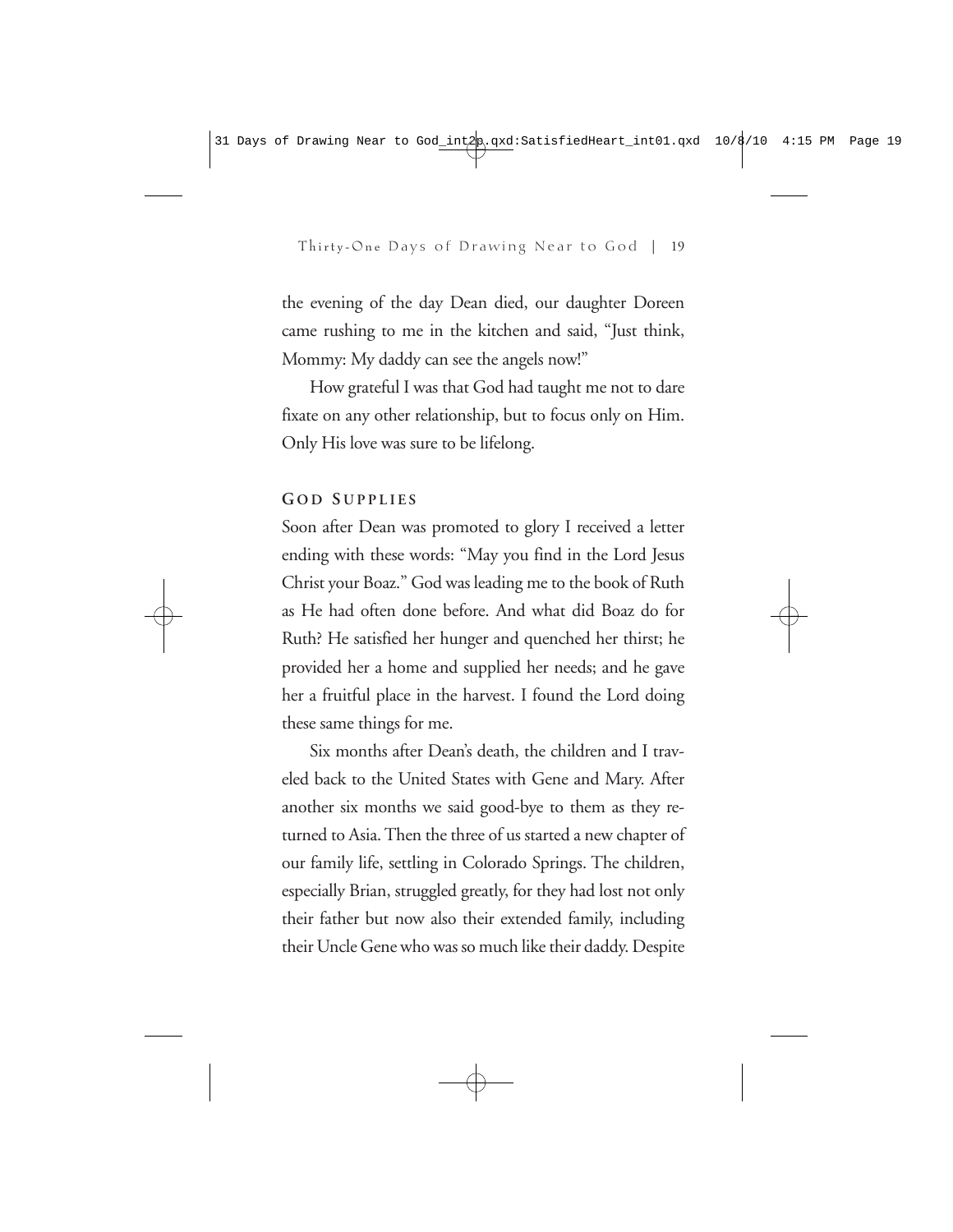the evening of the day Dean died, our daughter Doreen came rushing to me in the kitchen and said, "Just think, Mommy: My daddy can see the angels now!"

How grateful I was that God had taught me not to dare fixate on any other relationship, but to focus only on Him. Only His love was sure to be lifelong.

### GOD SUPPLIES

Soon after Dean was promoted to glory I received a letter ending with these words: "May you find in the Lord Jesus Christ your Boaz." God was leading me to the book of Ruth as He had often done before. And what did Boaz do for Ruth? He satisfied her hunger and quenched her thirst; he provided her a home and supplied her needs; and he gave her a fruitful place in the harvest. I found the Lord doing these same things for me.

Six months after Dean's death, the children and I traveled back to the United States with Gene and Mary. After another six months we said good-bye to them as they returned to Asia. Then the three of us started a new chapter of our family life, settling in Colorado Springs. The children, especially Brian, struggled greatly, for they had lost not only their father but now also their extended family, including their Uncle Gene who was so much like their daddy. Despite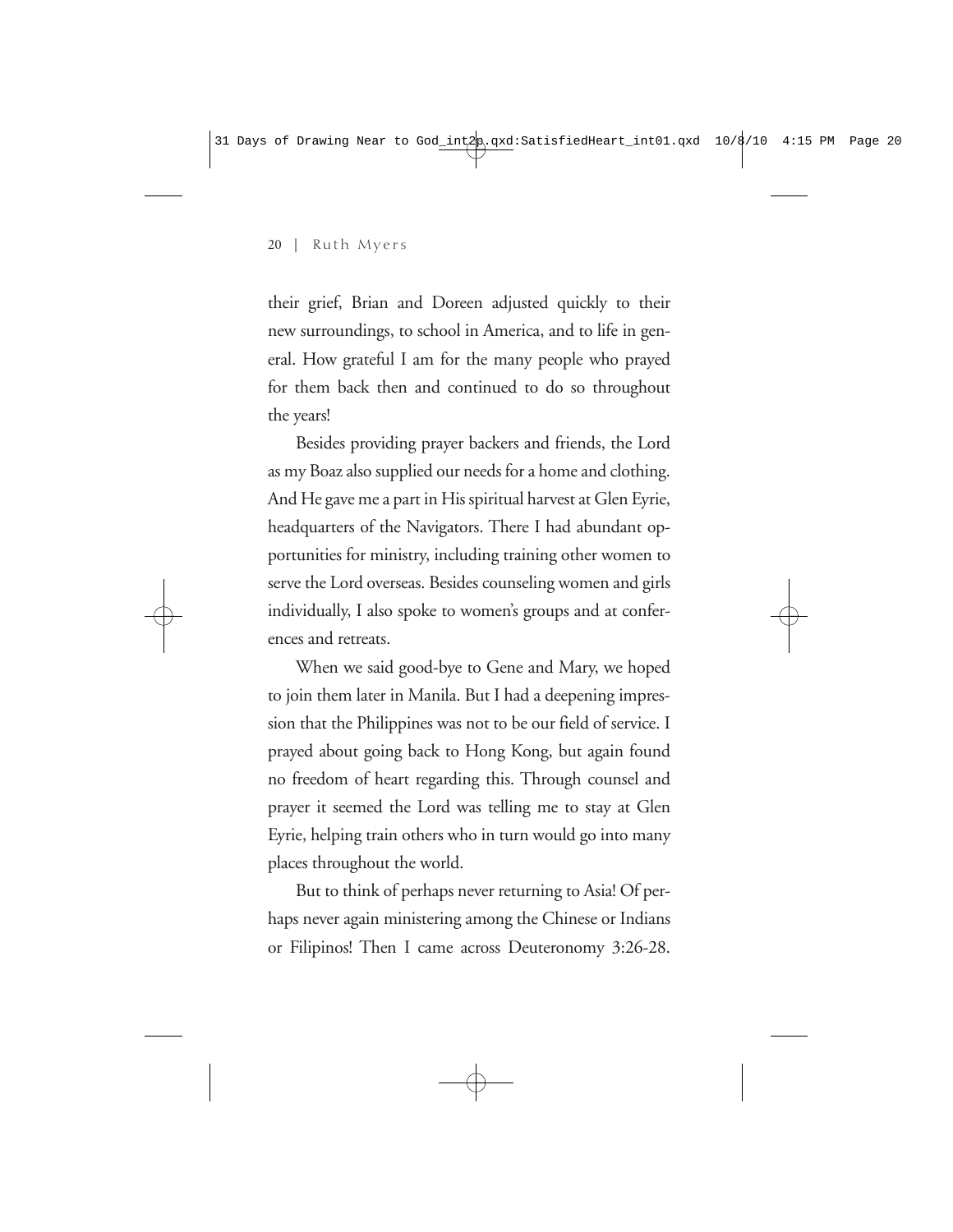their grief, Brian and Doreen adjusted quickly to their new surroundings, to school in America, and to life in general. How grateful I am for the many people who prayed for them back then and continued to do so throughout the years!

Besides providing prayer backers and friends, the Lord as my Boaz also supplied our needs for a home and clothing. And He gave me a part in His spiritual harvest at Glen Eyrie, headquarters of the Navigators. There I had abundant opportunities for ministry, including training other women to serve the Lord overseas. Besides counseling women and girls individually, I also spoke to women's groups and at conferences and retreats.

When we said good-bye to Gene and Mary, we hoped to join them later in Manila. But I had a deepening impression that the Philippines was not to be our field of service. I prayed about going back to Hong Kong, but again found no freedom of heart regarding this. Through counsel and prayer it seemed the Lord was telling me to stay at Glen Eyrie, helping train others who in turn would go into many places throughout the world.

But to think of perhaps never returning to Asia! Of perhaps never again ministering among the Chinese or Indians or Filipinos! Then I came across Deuteronomy 3:26-28.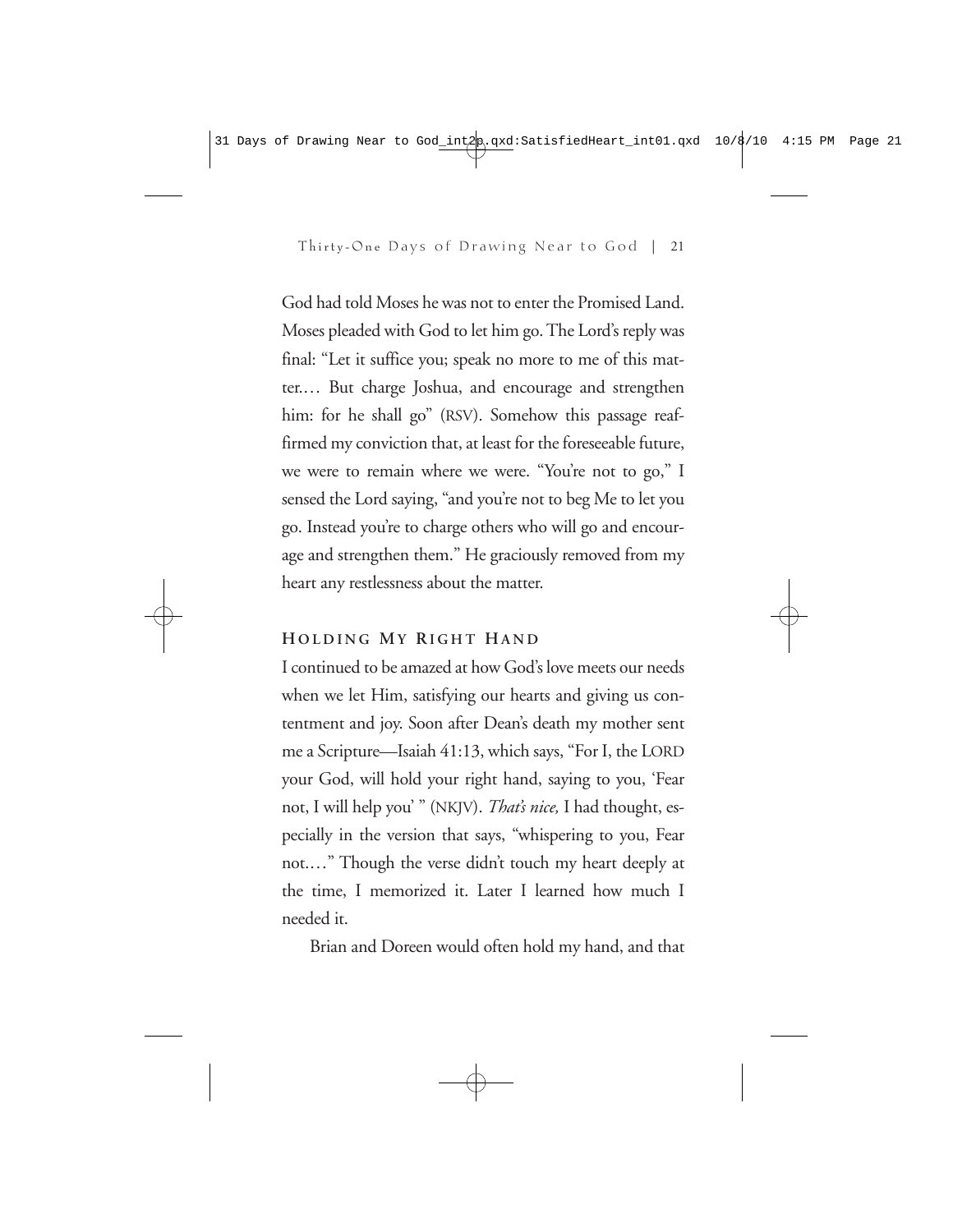God had told Moses he was not to enter the Promised Land. Moses pleaded with God to let him go. The Lord's reply was final: "Let it suffice you; speak no more to me of this matter.… But charge Joshua, and encourage and strengthen him: for he shall go" (RSV). Somehow this passage reaffirmed my conviction that, at least for the foreseeable future, we were to remain where we were. "You're not to go," I sensed the Lord saying, "and you're not to beg Me to let you go. Instead you're to charge others who will go and encourage and strengthen them." He graciously removed from my heart any restlessness about the matter.

### HOLDING MY RIGHT HAND

I continued to be amazed at how God's love meets our needs when we let Him, satisfying our hearts and giving us contentment and joy. Soon after Dean's death my mother sent me a Scripture—Isaiah 41:13, which says, "For I, the LORD your God, will hold your right hand, saying to you, 'Fear not, I will help you' " (NKJV). *That's nice,* I had thought, especially in the version that says, "whispering to you, Fear not.…" Though the verse didn't touch my heart deeply at the time, I memorized it. Later I learned how much I needed it.

Brian and Doreen would often hold my hand, and that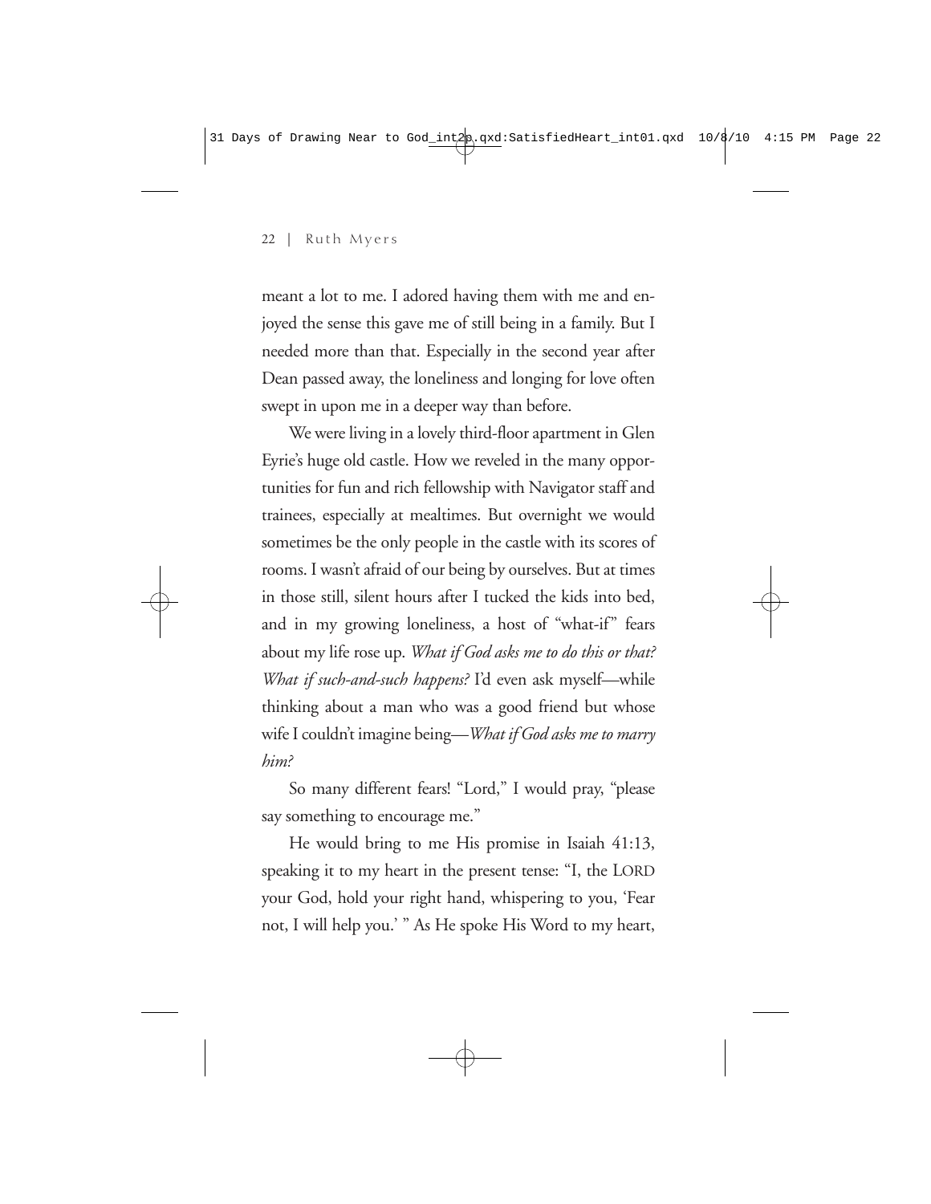meant a lot to me. I adored having them with me and enjoyed the sense this gave me of still being in a family. But I needed more than that. Especially in the second year after Dean passed away, the loneliness and longing for love often swept in upon me in a deeper way than before.

We were living in a lovely third-floor apartment in Glen Eyrie's huge old castle. How we reveled in the many opportunities for fun and rich fellowship with Navigator staff and trainees, especially at mealtimes. But overnight we would sometimes be the only people in the castle with its scores of rooms. I wasn't afraid of our being by ourselves. But at times in those still, silent hours after I tucked the kids into bed, and in my growing loneliness, a host of "what-if" fears about my life rose up. *What if God asks me to do this or that? What if such-and-such happens?* I'd even ask myself—while thinking about a man who was a good friend but whose wife I couldn't imagine being—*What if God asks me to marry him?*

So many different fears! "Lord," I would pray, "please say something to encourage me."

He would bring to me His promise in Isaiah 41:13, speaking it to my heart in the present tense: "I, the LORD your God, hold your right hand, whispering to you, 'Fear not, I will help you.' " As He spoke His Word to my heart,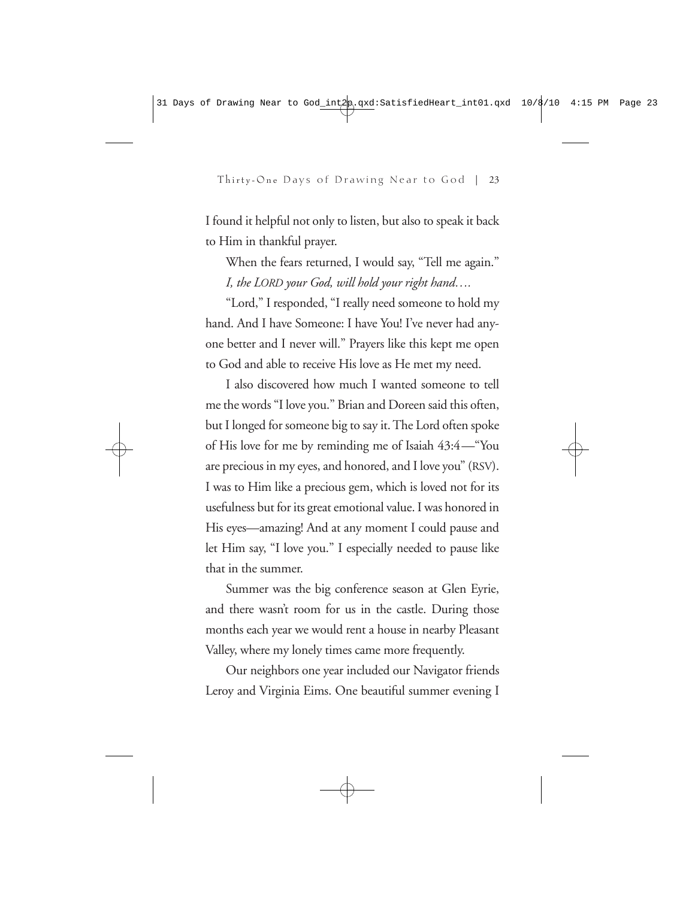I found it helpful not only to listen, but also to speak it back to Him in thankful prayer.

When the fears returned, I would say, "Tell me again."

*I, the LORD your God, will hold your right hand….*

"Lord," I responded, "I really need someone to hold my hand. And I have Someone: I have You! I've never had anyone better and I never will." Prayers like this kept me open to God and able to receive His love as He met my need.

I also discovered how much I wanted someone to tell me the words "I love you." Brian and Doreen said this often, but I longed for someone big to say it. The Lord often spoke of His love for me by reminding me of Isaiah 43:4—"You are precious in my eyes, and honored, and I love you" (RSV). I was to Him like a precious gem, which is loved not for its usefulness but for its great emotional value. I was honored in His eyes—amazing! And at any moment I could pause and let Him say, "I love you." I especially needed to pause like that in the summer.

Summer was the big conference season at Glen Eyrie, and there wasn't room for us in the castle. During those months each year we would rent a house in nearby Pleasant Valley, where my lonely times came more frequently.

Our neighbors one year included our Navigator friends Leroy and Virginia Eims. One beautiful summer evening I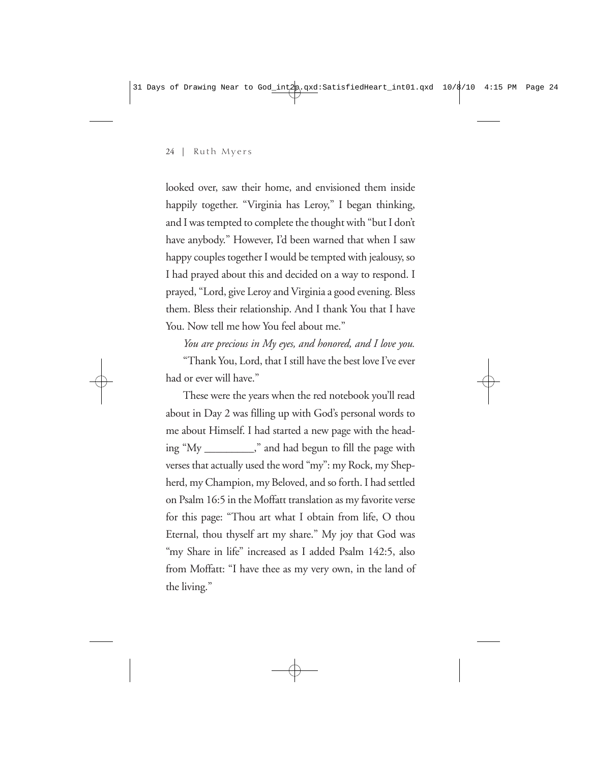looked over, saw their home, and envisioned them inside happily together. "Virginia has Leroy," I began thinking, and I was tempted to complete the thought with "but I don't have anybody." However, I'd been warned that when I saw happy couples together I would be tempted with jealousy, so I had prayed about this and decided on a way to respond. I prayed, "Lord, give Leroy and Virginia a good evening. Bless them. Bless their relationship. And I thank You that I have You. Now tell me how You feel about me."

*You are precious in My eyes, and honored, and I love you.*

"Thank You, Lord, that I still have the best love I've ever had or ever will have."

These were the years when the red notebook you'll read about in Day 2 was filling up with God's personal words to me about Himself. I had started a new page with the heading "My _________," and had begun to fill the page with verses that actually used the word "my": my Rock, my Shepherd, my Champion, my Beloved, and so forth. I had settled on Psalm 16:5 in the Moffatt translation as my favorite verse for this page: "Thou art what I obtain from life, O thou Eternal, thou thyself art my share." My joy that God was "my Share in life" increased as I added Psalm 142:5, also from Moffatt: "I have thee as my very own, in the land of the living."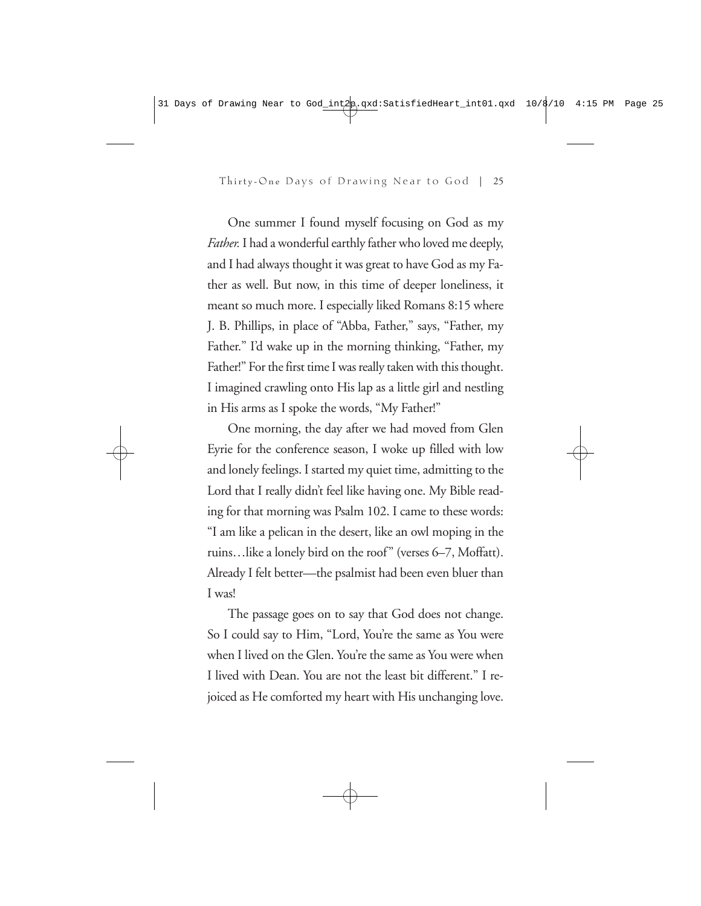One summer I found myself focusing on God as my *Father.* I had a wonderful earthly father who loved me deeply, and I had always thought it was great to have God as my Father as well. But now, in this time of deeper loneliness, it meant so much more. I especially liked Romans 8:15 where J. B. Phillips, in place of "Abba, Father," says, "Father, my Father." I'd wake up in the morning thinking, "Father, my Father!" For the first time I was really taken with this thought. I imagined crawling onto His lap as a little girl and nestling in His arms as I spoke the words, "My Father!"

One morning, the day after we had moved from Glen Eyrie for the conference season, I woke up filled with low and lonely feelings. I started my quiet time, admitting to the Lord that I really didn't feel like having one. My Bible reading for that morning was Psalm 102. I came to these words: "I am like a pelican in the desert, like an owl moping in the ruins…like a lonely bird on the roof" (verses 6–7, Moffatt). Already I felt better—the psalmist had been even bluer than I was!

The passage goes on to say that God does not change. So I could say to Him, "Lord, You're the same as You were when I lived on the Glen. You're the same as You were when I lived with Dean. You are not the least bit different." I rejoiced as He comforted my heart with His unchanging love.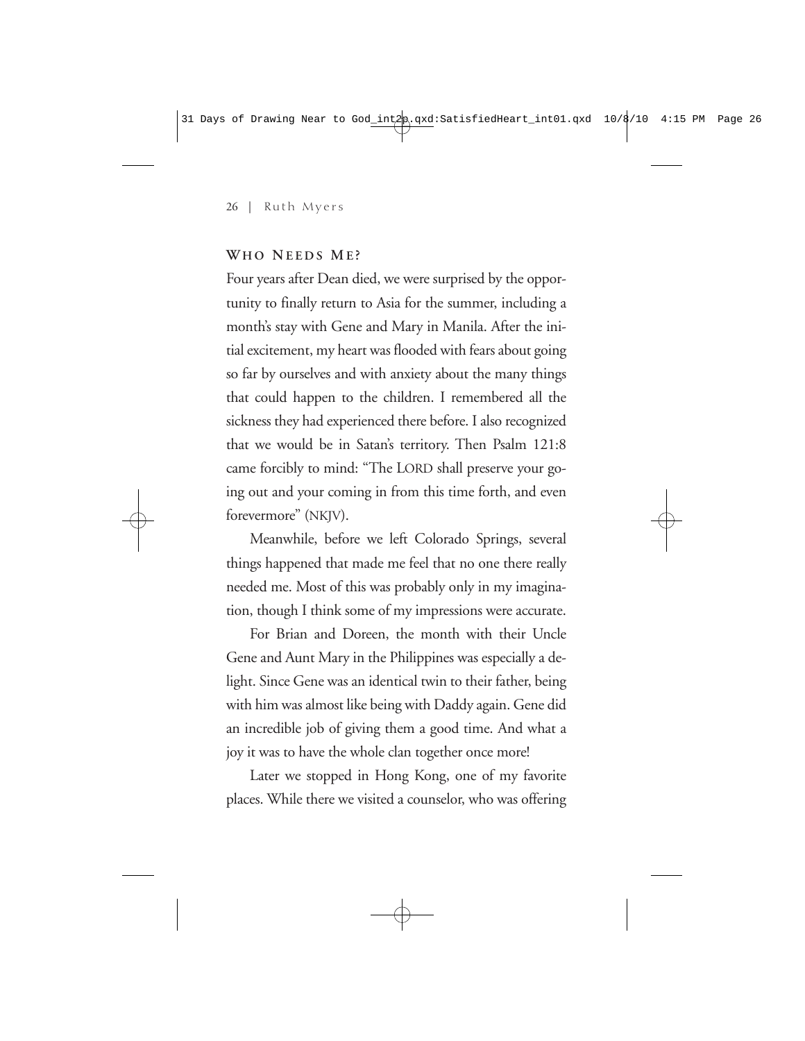### WHO NEEDS ME?

Four years after Dean died, we were surprised by the opportunity to finally return to Asia for the summer, including a month's stay with Gene and Mary in Manila. After the initial excitement, my heart was flooded with fears about going so far by ourselves and with anxiety about the many things that could happen to the children. I remembered all the sickness they had experienced there before. I also recognized that we would be in Satan's territory. Then Psalm 121:8 came forcibly to mind: "The LORD shall preserve your going out and your coming in from this time forth, and even forevermore" (NKJV).

Meanwhile, before we left Colorado Springs, several things happened that made me feel that no one there really needed me. Most of this was probably only in my imagination, though I think some of my impressions were accurate.

For Brian and Doreen, the month with their Uncle Gene and Aunt Mary in the Philippines was especially a delight. Since Gene was an identical twin to their father, being with him was almost like being with Daddy again. Gene did an incredible job of giving them a good time. And what a joy it was to have the whole clan together once more!

Later we stopped in Hong Kong, one of my favorite places. While there we visited a counselor, who was offering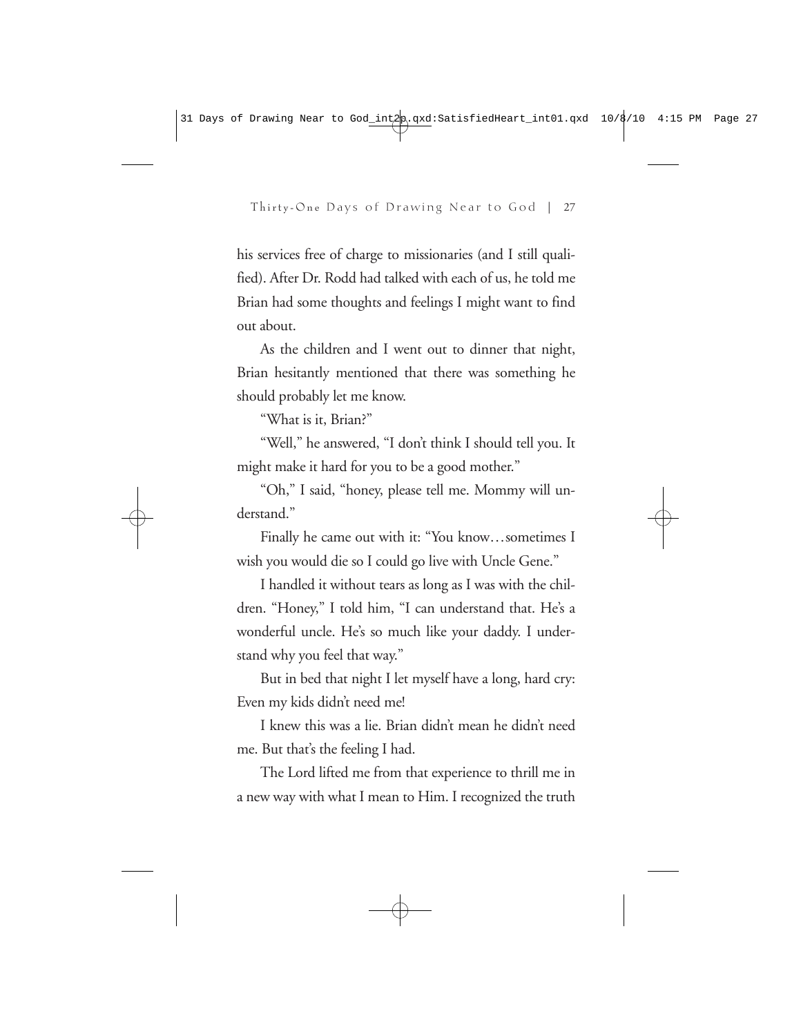his services free of charge to missionaries (and I still qualified). After Dr. Rodd had talked with each of us, he told me Brian had some thoughts and feelings I might want to find out about.

As the children and I went out to dinner that night, Brian hesitantly mentioned that there was something he should probably let me know.

"What is it, Brian?"

"Well," he answered, "I don't think I should tell you. It might make it hard for you to be a good mother."

"Oh," I said, "honey, please tell me. Mommy will understand."

Finally he came out with it: "You know…sometimes I wish you would die so I could go live with Uncle Gene."

I handled it without tears as long as I was with the children. "Honey," I told him, "I can understand that. He's a wonderful uncle. He's so much like your daddy. I understand why you feel that way."

But in bed that night I let myself have a long, hard cry: Even my kids didn't need me!

I knew this was a lie. Brian didn't mean he didn't need me. But that's the feeling I had.

The Lord lifted me from that experience to thrill me in a new way with what I mean to Him. I recognized the truth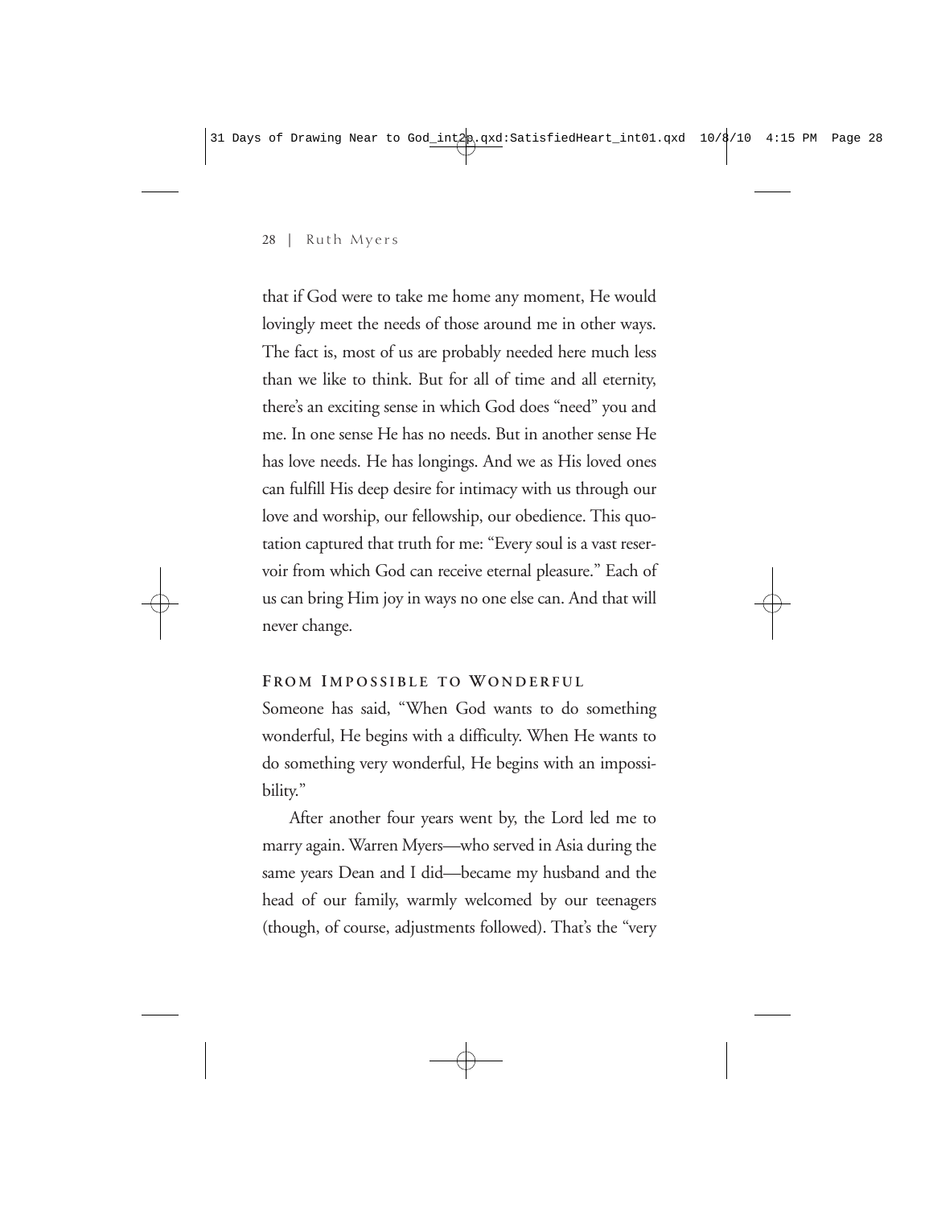that if God were to take me home any moment, He would lovingly meet the needs of those around me in other ways. The fact is, most of us are probably needed here much less than we like to think. But for all of time and all eternity, there's an exciting sense in which God does "need" you and me. In one sense He has no needs. But in another sense He has love needs. He has longings. And we as His loved ones can fulfill His deep desire for intimacy with us through our love and worship, our fellowship, our obedience. This quotation captured that truth for me: "Every soul is a vast reservoir from which God can receive eternal pleasure." Each of us can bring Him joy in ways no one else can. And that will never change.

### From Impossible to Wonderful

Someone has said, "When God wants to do something wonderful, He begins with a difficulty. When He wants to do something very wonderful, He begins with an impossibility."

After another four years went by, the Lord led me to marry again. Warren Myers—who served in Asia during the same years Dean and I did—became my husband and the head of our family, warmly welcomed by our teenagers (though, of course, adjustments followed). That's the "very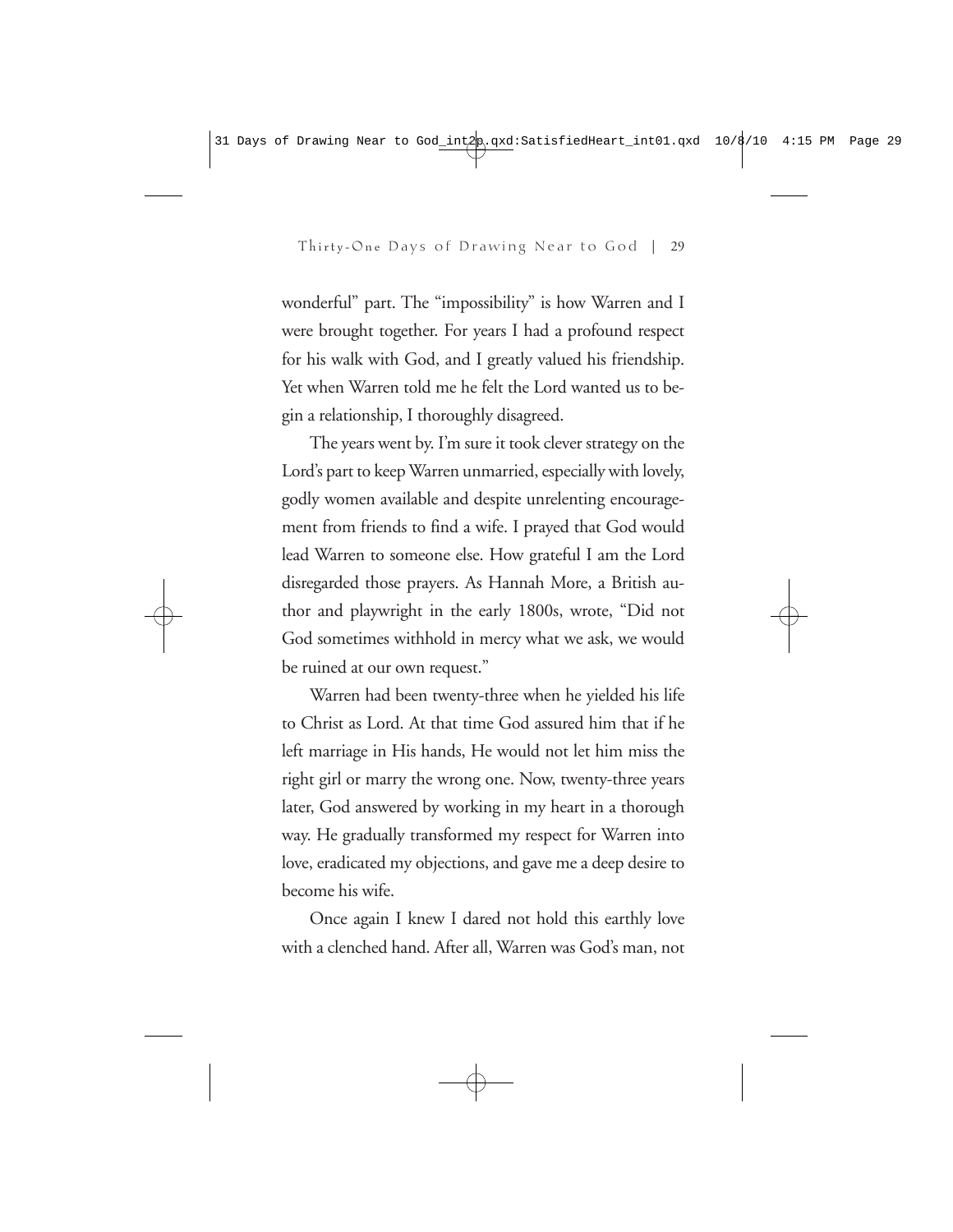wonderful" part. The "impossibility" is how Warren and I were brought together. For years I had a profound respect for his walk with God, and I greatly valued his friendship. Yet when Warren told me he felt the Lord wanted us to begin a relationship, I thoroughly disagreed.

The years went by. I'm sure it took clever strategy on the Lord's part to keep Warren unmarried, especially with lovely, godly women available and despite unrelenting encouragement from friends to find a wife. I prayed that God would lead Warren to someone else. How grateful I am the Lord disregarded those prayers. As Hannah More, a British author and playwright in the early 1800s, wrote, "Did not God sometimes withhold in mercy what we ask, we would be ruined at our own request."

Warren had been twenty-three when he yielded his life to Christ as Lord. At that time God assured him that if he left marriage in His hands, He would not let him miss the right girl or marry the wrong one. Now, twenty-three years later, God answered by working in my heart in a thorough way. He gradually transformed my respect for Warren into love, eradicated my objections, and gave me a deep desire to become his wife.

Once again I knew I dared not hold this earthly love with a clenched hand. After all, Warren was God's man, not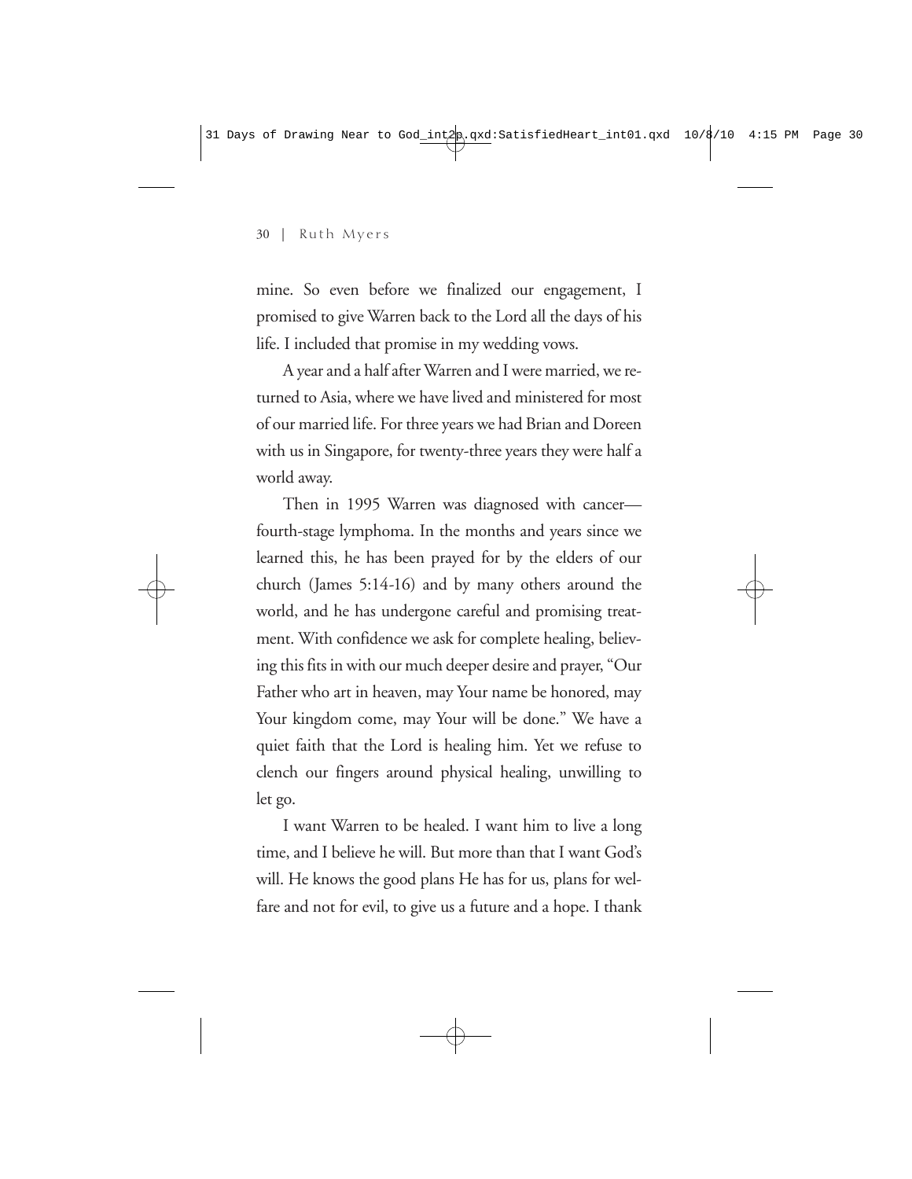mine. So even before we finalized our engagement, I promised to give Warren back to the Lord all the days of his life. I included that promise in my wedding vows.

A year and a half after Warren and I were married, we returned to Asia, where we have lived and ministered for most of our married life. For three years we had Brian and Doreen with us in Singapore, for twenty-three years they were half a world away.

Then in 1995 Warren was diagnosed with cancer—fourth-stage lymphoma. In the months and years since we learned this, he has been prayed for by the elders of our church (James 5:14-16) and by many others around the world, and he has undergone careful and promising treatment. With confidence we ask for complete healing, believing this fits in with our much deeper desire and prayer, "Our Father who art in heaven, may Your name be honored, may Your kingdom come, may Your will be done." We have a quiet faith that the Lord is healing him. Yet we refuse to clench our fingers around physical healing, unwilling to let go.

I want Warren to be healed. I want him to live a long time, and I believe he will. But more than that I want God's will. He knows the good plans He has for us, plans for welfare and not for evil, to give us a future and a hope. I thank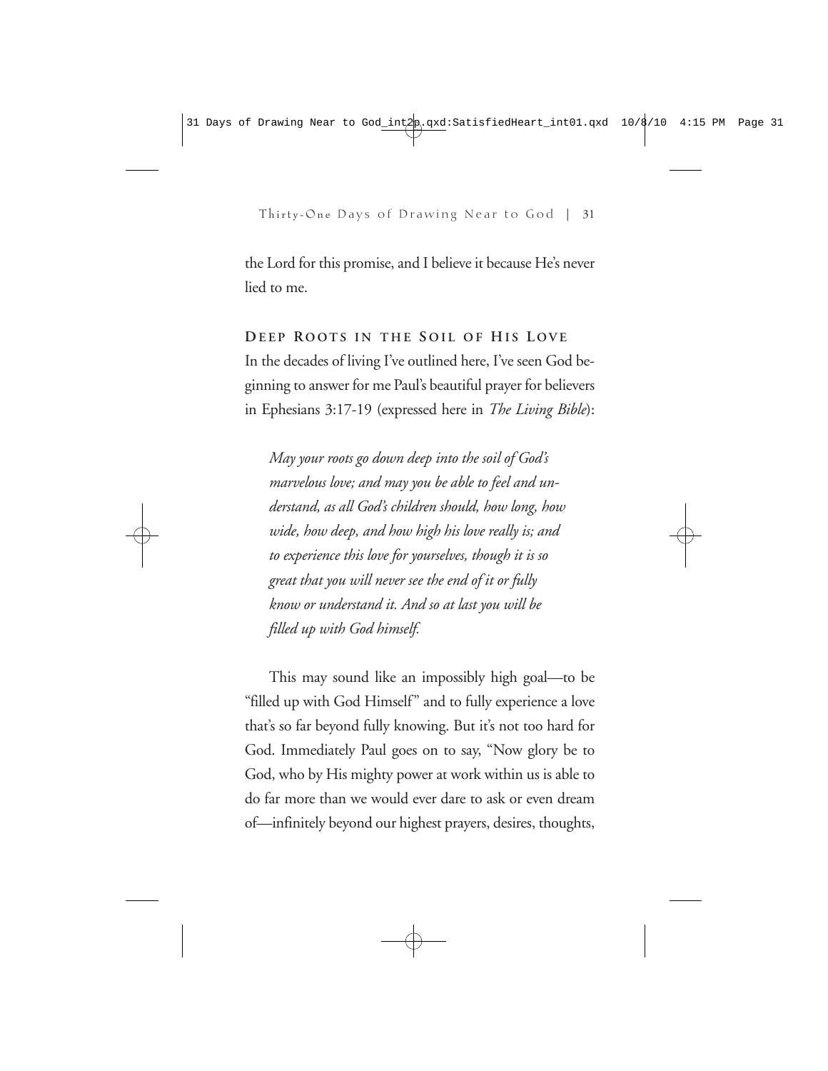the Lord for this promise, and I believe it because He's never lied to me.

### DEEP ROOTS IN THE SOIL OF HIS LOVE

In the decades of living I've outlined here, I've seen God beginning to answer for me Paul's beautiful prayer for believers in Ephesians 3:17-19 (expressed here in *The Living Bible*):

> *May your roots go down deep into the soil of God's marvelous love; and may you be able to feel and understand, as all God's children should, how long, how wide, how deep, and how high his love really is; and to experience this love for yourselves, though it is so great that you will never see the end of it or fully know or understand it. And so at last you will be filled up with God himself.*

This may sound like an impossibly high goal—to be "filled up with God Himself" and to fully experience a love that's so far beyond fully knowing. But it's not too hard for God. Immediately Paul goes on to say, "Now glory be to God, who by His mighty power at work within us is able to do far more than we would ever dare to ask or even dream of—infinitely beyond our highest prayers, desires, thoughts,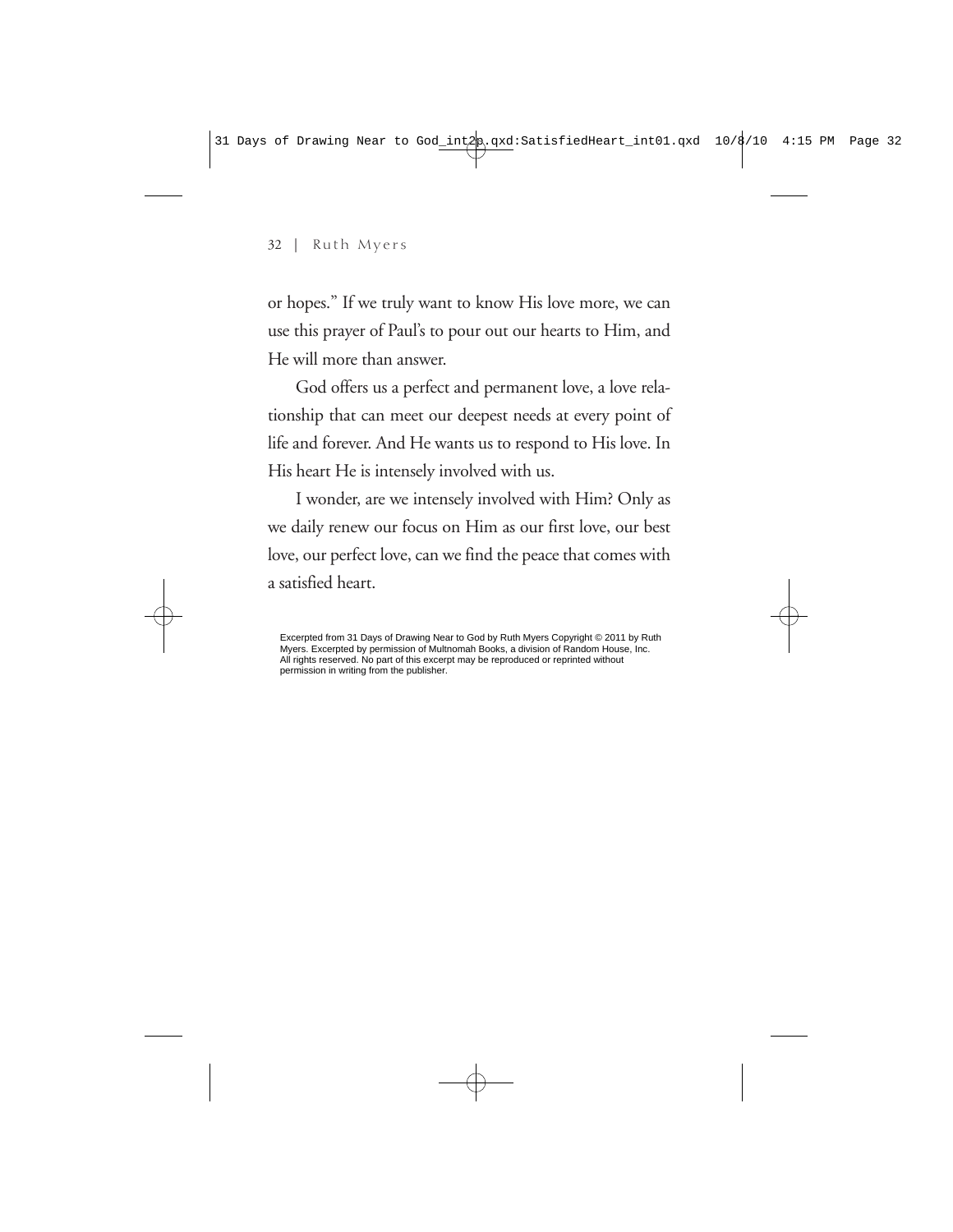or hopes." If we truly want to know His love more, we can use this prayer of Paul's to pour out our hearts to Him, and He will more than answer.

God offers us a perfect and permanent love, a love relationship that can meet our deepest needs at every point of life and forever. And He wants us to respond to His love. In His heart He is intensely involved with us.

I wonder, are we intensely involved with Him? Only as we daily renew our focus on Him as our first love, our best love, our perfect love, can we find the peace that comes with a satisfied heart.

Excerpted from 31 Days of Drawing Near to God by Ruth Myers Copyright © 2011 by Ruth Myers. Excerpted by permission of Multnomah Books, a division of Random House, Inc. All rights reserved. No part of this excerpt may be reproduced or reprinted without permission in writing from the publisher.